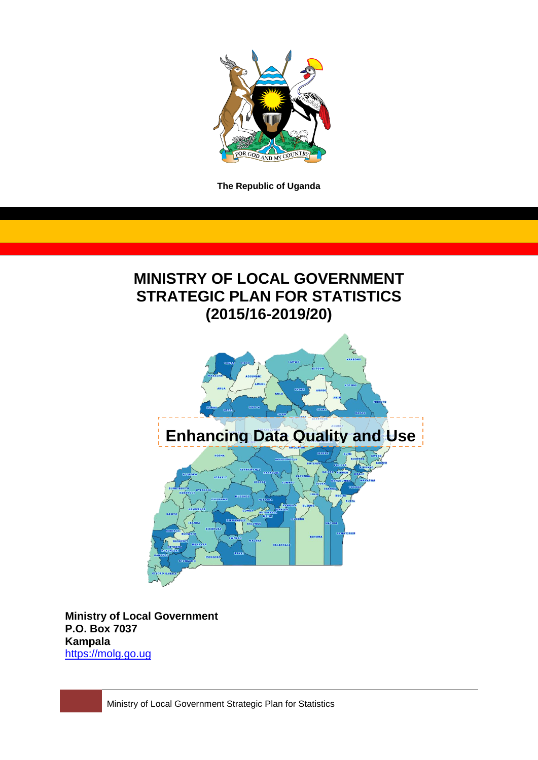The Republic of Uganda

# MINISTRY OF LOCAL GOVERNMENT STRATEGIC PLAN FOR STATISTICS (2015/16-2019/20)

**Enhancing Data Quality and Use**

**Ministry of Local Government**
**P.O. Box 7037**
**Kampala**
https://molg.go.ug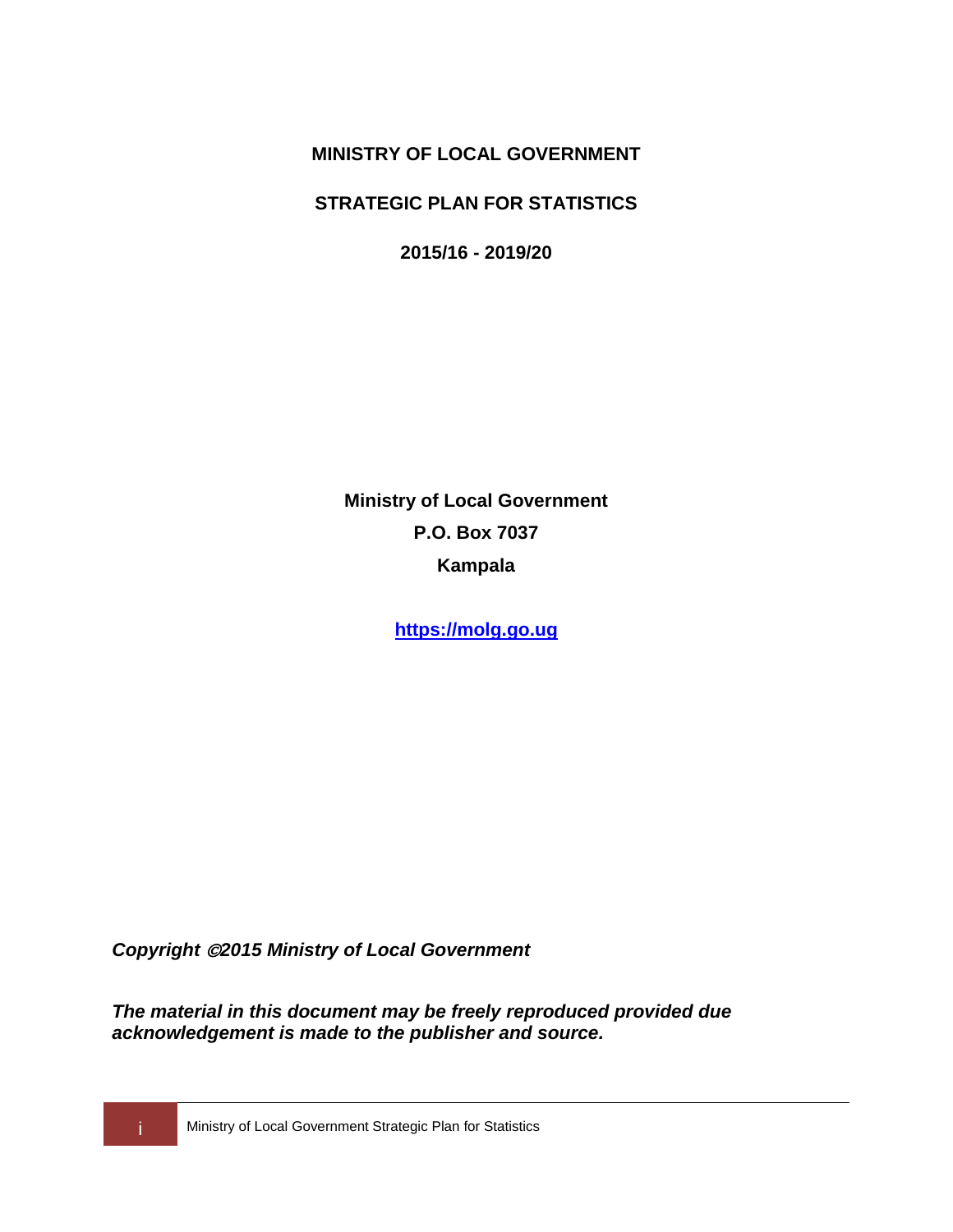**MINISTRY OF LOCAL GOVERNMENT**

**STRATEGIC PLAN FOR STATISTICS**

**2015/16 - 2019/20**

**Ministry of Local Government**

**P.O. Box 7037**

**Kampala**

**[https://molg.go.ug](https://molg.go.ug)**

***Copyright ©2015 Ministry of Local Government***

***The material in this document may be freely reproduced provided due acknowledgement is made to the publisher and source.***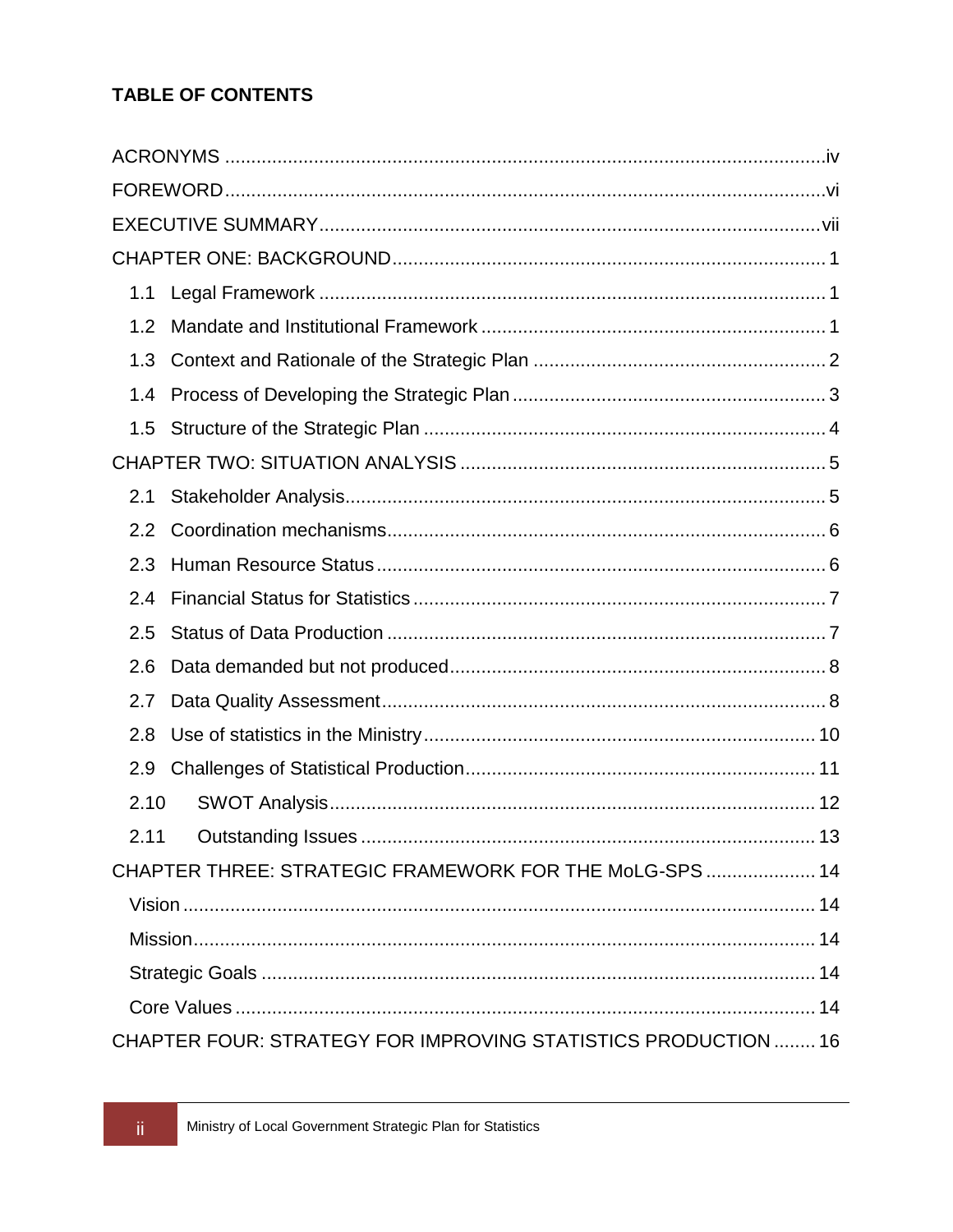**TABLE OF CONTENTS**

ACRONYMS .....iv
FOREWORD .....vi
EXECUTIVE SUMMARY .....vii
CHAPTER ONE: BACKGROUND ..... 1
- 1.1 Legal Framework ..... 1
- 1.2 Mandate and Institutional Framework ..... 1
- 1.3 Context and Rationale of the Strategic Plan ..... 2
- 1.4 Process of Developing the Strategic Plan ..... 3
- 1.5 Structure of the Strategic Plan ..... 4

CHAPTER TWO: SITUATION ANALYSIS ..... 5
- 2.1 Stakeholder Analysis ..... 5
- 2.2 Coordination mechanisms ..... 6
- 2.3 Human Resource Status ..... 6
- 2.4 Financial Status for Statistics ..... 7
- 2.5 Status of Data Production ..... 7
- 2.6 Data demanded but not produced ..... 8
- 2.7 Data Quality Assessment ..... 8
- 2.8 Use of statistics in the Ministry ..... 10
- 2.9 Challenges of Statistical Production ..... 11
- 2.10 SWOT Analysis ..... 12
- 2.11 Outstanding Issues ..... 13

CHAPTER THREE: STRATEGIC FRAMEWORK FOR THE MoLG-SPS ..... 14
- Vision ..... 14
- Mission ..... 14
- Strategic Goals ..... 14
- Core Values ..... 14

CHAPTER FOUR: STRATEGY FOR IMPROVING STATISTICS PRODUCTION ..... 16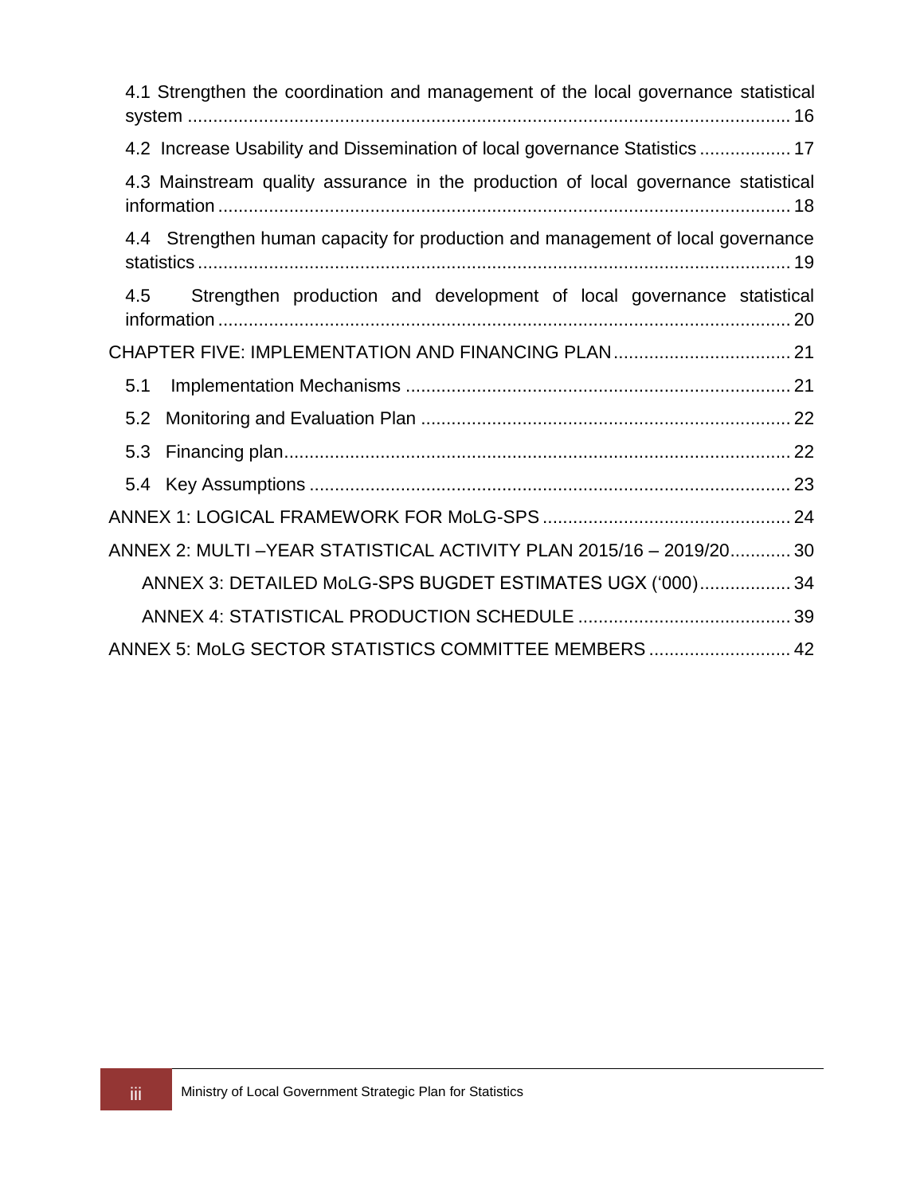4.1 Strengthen the coordination and management of the local governance statistical system ........................................................................................................................ 16

4.2 Increase Usability and Dissemination of local governance Statistics .................. 17

4.3 Mainstream quality assurance in the production of local governance statistical information ................................................................................................................. 18

4.4 Strengthen human capacity for production and management of local governance statistics ..................................................................................................................... 19

4.5 Strengthen production and development of local governance statistical information ................................................................................................................. 20

CHAPTER FIVE: IMPLEMENTATION AND FINANCING PLAN ................................... 21

5.1 Implementation Mechanisms ............................................................................ 21

5.2 Monitoring and Evaluation Plan ......................................................................... 22

5.3 Financing plan.................................................................................................... 22

5.4 Key Assumptions ............................................................................................... 23

ANNEX 1: LOGICAL FRAMEWORK FOR MoLG-SPS ................................................. 24

ANNEX 2: MULTI –YEAR STATISTICAL ACTIVITY PLAN 2015/16 – 2019/20............ 30

ANNEX 3: DETAILED MoLG-SPS BUGDET ESTIMATES UGX (‘000).................. 34

ANNEX 4: STATISTICAL PRODUCTION SCHEDULE .......................................... 39

ANNEX 5: MoLG SECTOR STATISTICS COMMITTEE MEMBERS ............................ 42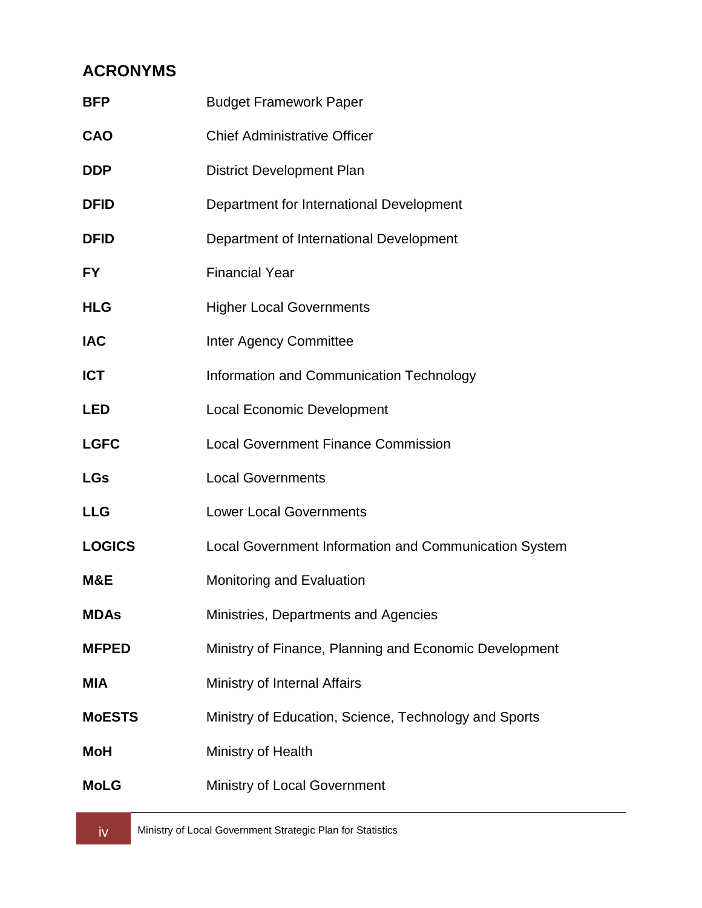## ACRONYMS

| | |
|---|---|
| **BFP** | Budget Framework Paper |
| **CAO** | Chief Administrative Officer |
| **DDP** | District Development Plan |
| **DFID** | Department for International Development |
| **DFID** | Department of International Development |
| **FY** | Financial Year |
| **HLG** | Higher Local Governments |
| **IAC** | Inter Agency Committee |
| **ICT** | Information and Communication Technology |
| **LED** | Local Economic Development |
| **LGFC** | Local Government Finance Commission |
| **LGs** | Local Governments |
| **LLG** | Lower Local Governments |
| **LOGICS** | Local Government Information and Communication System |
| **M&E** | Monitoring and Evaluation |
| **MDAs** | Ministries, Departments and Agencies |
| **MFPED** | Ministry of Finance, Planning and Economic Development |
| **MIA** | Ministry of Internal Affairs |
| **MoESTS** | Ministry of Education, Science, Technology and Sports |
| **MoH** | Ministry of Health |
| **MoLG** | Ministry of Local Government |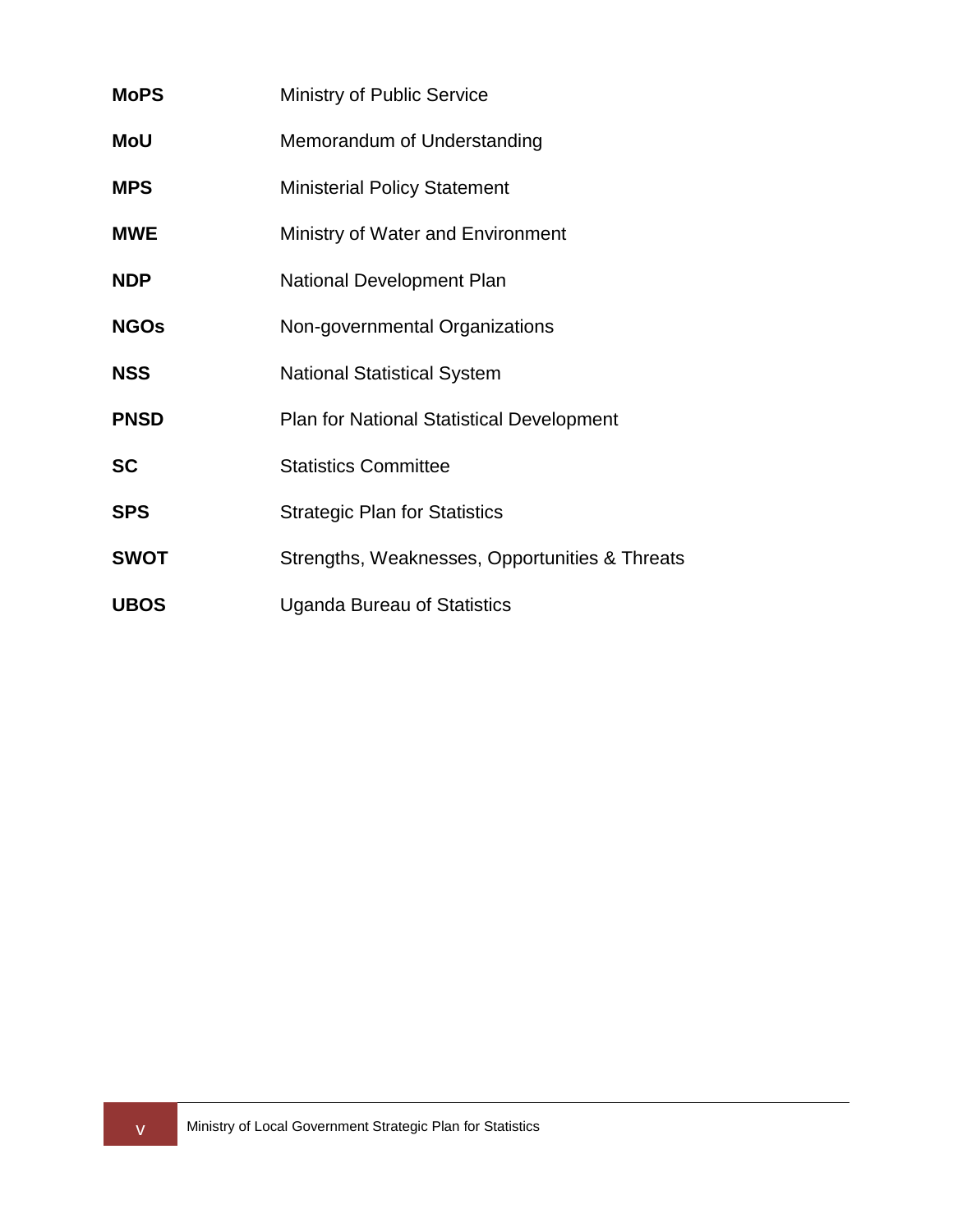| | |
|---|---|
| **MoPS** | Ministry of Public Service |
| **MoU** | Memorandum of Understanding |
| **MPS** | Ministerial Policy Statement |
| **MWE** | Ministry of Water and Environment |
| **NDP** | National Development Plan |
| **NGOs** | Non-governmental Organizations |
| **NSS** | National Statistical System |
| **PNSD** | Plan for National Statistical Development |
| **SC** | Statistics Committee |
| **SPS** | Strategic Plan for Statistics |
| **SWOT** | Strengths, Weaknesses, Opportunities & Threats |
| **UBOS** | Uganda Bureau of Statistics |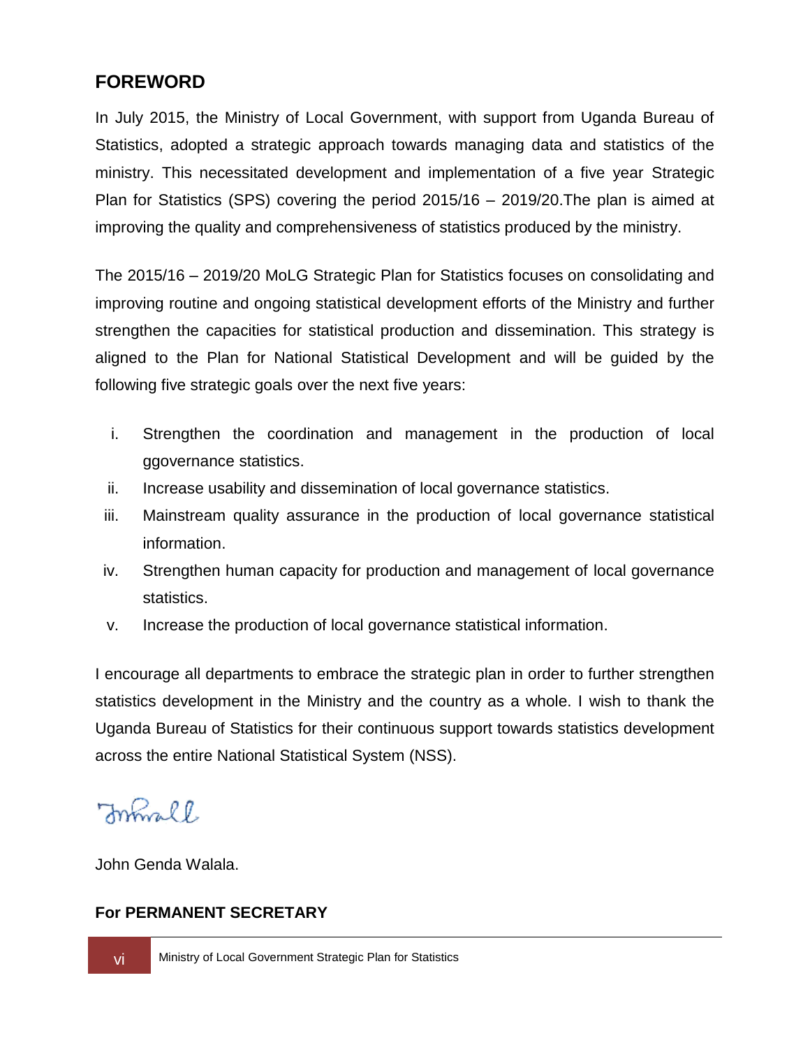## FOREWORD

In July 2015, the Ministry of Local Government, with support from Uganda Bureau of Statistics, adopted a strategic approach towards managing data and statistics of the ministry. This necessitated development and implementation of a five year Strategic Plan for Statistics (SPS) covering the period 2015/16 – 2019/20.The plan is aimed at improving the quality and comprehensiveness of statistics produced by the ministry.

The 2015/16 – 2019/20 MoLG Strategic Plan for Statistics focuses on consolidating and improving routine and ongoing statistical development efforts of the Ministry and further strengthen the capacities for statistical production and dissemination. This strategy is aligned to the Plan for National Statistical Development and will be guided by the following five strategic goals over the next five years:

i. Strengthen the coordination and management in the production of local ggovernance statistics.
ii. Increase usability and dissemination of local governance statistics.
iii. Mainstream quality assurance in the production of local governance statistical information.
iv. Strengthen human capacity for production and management of local governance statistics.
v. Increase the production of local governance statistical information.

I encourage all departments to embrace the strategic plan in order to further strengthen statistics development in the Ministry and the country as a whole. I wish to thank the Uganda Bureau of Statistics for their continuous support towards statistics development across the entire National Statistical System (NSS).

John Genda Walala.

**For PERMANENT SECRETARY**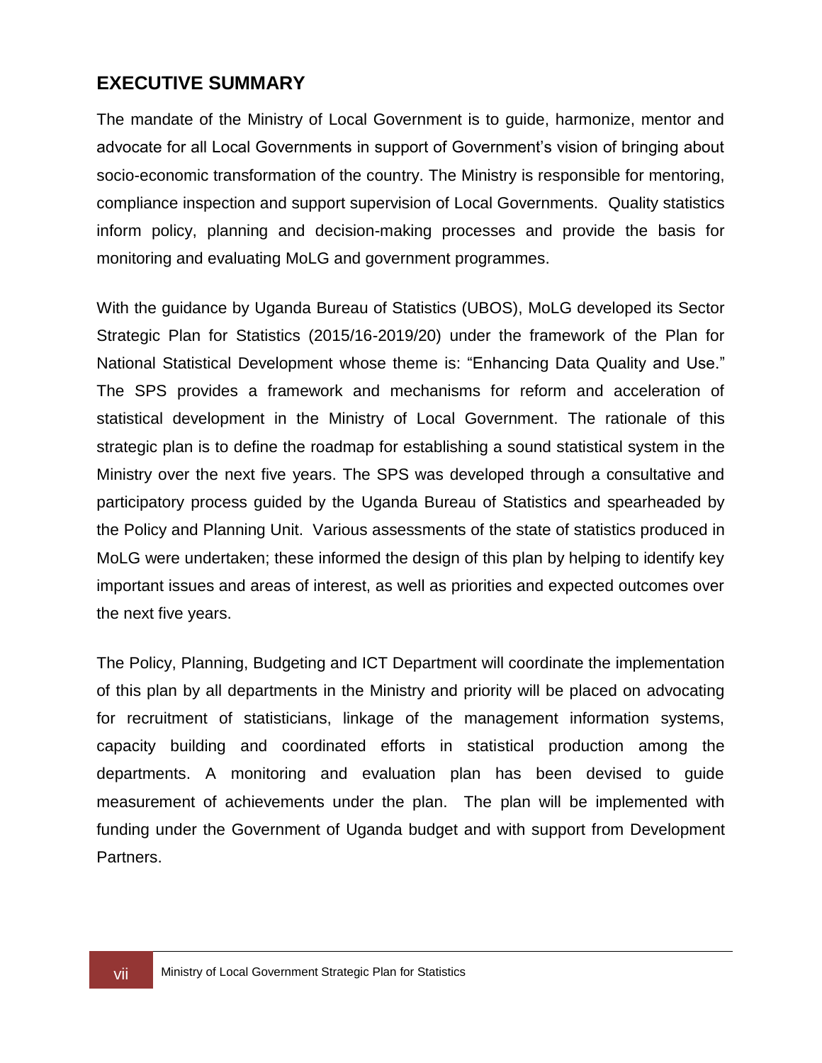## EXECUTIVE SUMMARY

The mandate of the Ministry of Local Government is to guide, harmonize, mentor and advocate for all Local Governments in support of Government's vision of bringing about socio-economic transformation of the country. The Ministry is responsible for mentoring, compliance inspection and support supervision of Local Governments. Quality statistics inform policy, planning and decision-making processes and provide the basis for monitoring and evaluating MoLG and government programmes.

With the guidance by Uganda Bureau of Statistics (UBOS), MoLG developed its Sector Strategic Plan for Statistics (2015/16-2019/20) under the framework of the Plan for National Statistical Development whose theme is: "Enhancing Data Quality and Use." The SPS provides a framework and mechanisms for reform and acceleration of statistical development in the Ministry of Local Government. The rationale of this strategic plan is to define the roadmap for establishing a sound statistical system in the Ministry over the next five years. The SPS was developed through a consultative and participatory process guided by the Uganda Bureau of Statistics and spearheaded by the Policy and Planning Unit. Various assessments of the state of statistics produced in MoLG were undertaken; these informed the design of this plan by helping to identify key important issues and areas of interest, as well as priorities and expected outcomes over the next five years.

The Policy, Planning, Budgeting and ICT Department will coordinate the implementation of this plan by all departments in the Ministry and priority will be placed on advocating for recruitment of statisticians, linkage of the management information systems, capacity building and coordinated efforts in statistical production among the departments. A monitoring and evaluation plan has been devised to guide measurement of achievements under the plan. The plan will be implemented with funding under the Government of Uganda budget and with support from Development Partners.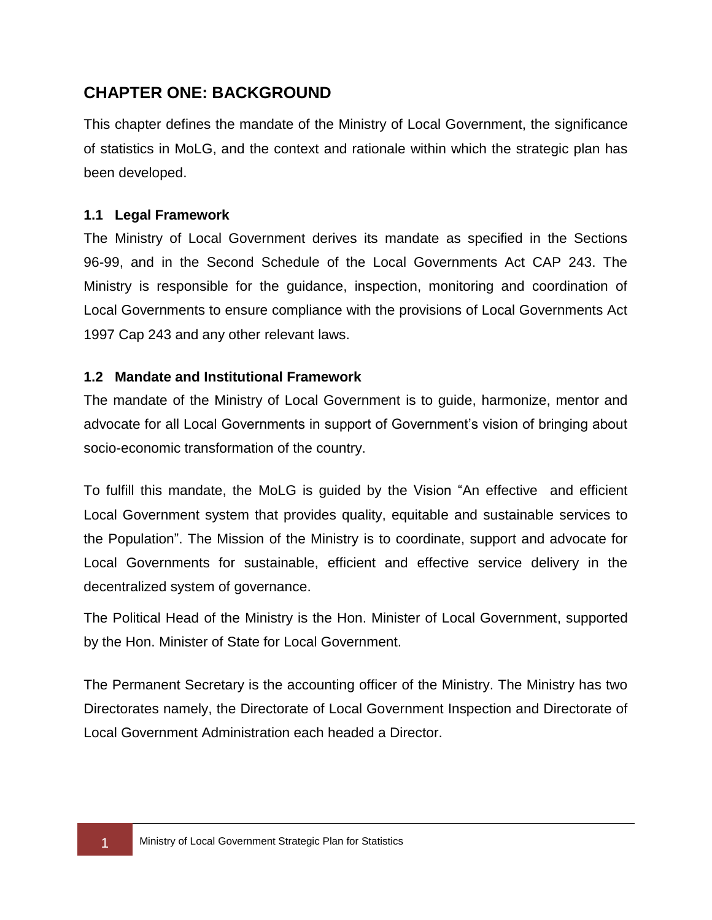# CHAPTER ONE: BACKGROUND

This chapter defines the mandate of the Ministry of Local Government, the significance of statistics in MoLG, and the context and rationale within which the strategic plan has been developed.

### 1.1 Legal Framework

The Ministry of Local Government derives its mandate as specified in the Sections 96-99, and in the Second Schedule of the Local Governments Act CAP 243. The Ministry is responsible for the guidance, inspection, monitoring and coordination of Local Governments to ensure compliance with the provisions of Local Governments Act 1997 Cap 243 and any other relevant laws.

### 1.2 Mandate and Institutional Framework

The mandate of the Ministry of Local Government is to guide, harmonize, mentor and advocate for all Local Governments in support of Government's vision of bringing about socio-economic transformation of the country.

To fulfill this mandate, the MoLG is guided by the Vision "An effective and efficient Local Government system that provides quality, equitable and sustainable services to the Population". The Mission of the Ministry is to coordinate, support and advocate for Local Governments for sustainable, efficient and effective service delivery in the decentralized system of governance.

The Political Head of the Ministry is the Hon. Minister of Local Government, supported by the Hon. Minister of State for Local Government.

The Permanent Secretary is the accounting officer of the Ministry. The Ministry has two Directorates namely, the Directorate of Local Government Inspection and Directorate of Local Government Administration each headed a Director.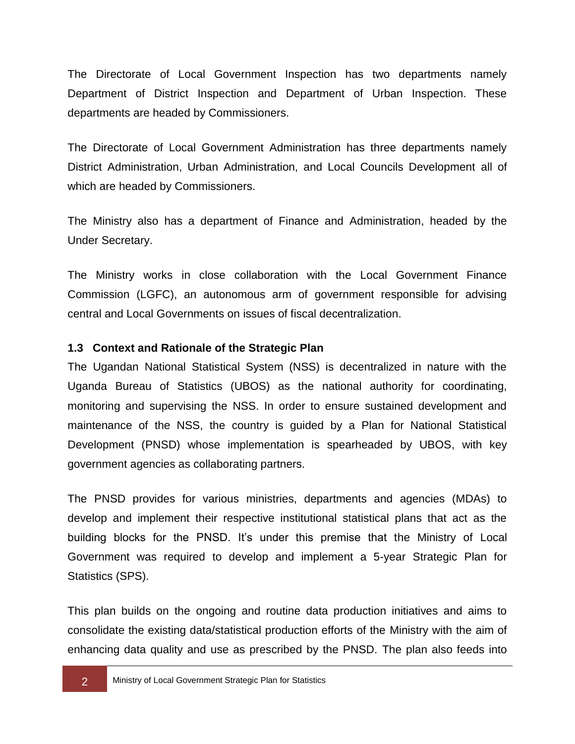The Directorate of Local Government Inspection has two departments namely Department of District Inspection and Department of Urban Inspection. These departments are headed by Commissioners.

The Directorate of Local Government Administration has three departments namely District Administration, Urban Administration, and Local Councils Development all of which are headed by Commissioners.

The Ministry also has a department of Finance and Administration, headed by the Under Secretary.

The Ministry works in close collaboration with the Local Government Finance Commission (LGFC), an autonomous arm of government responsible for advising central and Local Governments on issues of fiscal decentralization.

### 1.3 Context and Rationale of the Strategic Plan

The Ugandan National Statistical System (NSS) is decentralized in nature with the Uganda Bureau of Statistics (UBOS) as the national authority for coordinating, monitoring and supervising the NSS. In order to ensure sustained development and maintenance of the NSS, the country is guided by a Plan for National Statistical Development (PNSD) whose implementation is spearheaded by UBOS, with key government agencies as collaborating partners.

The PNSD provides for various ministries, departments and agencies (MDAs) to develop and implement their respective institutional statistical plans that act as the building blocks for the PNSD. It's under this premise that the Ministry of Local Government was required to develop and implement a 5-year Strategic Plan for Statistics (SPS).

This plan builds on the ongoing and routine data production initiatives and aims to consolidate the existing data/statistical production efforts of the Ministry with the aim of enhancing data quality and use as prescribed by the PNSD. The plan also feeds into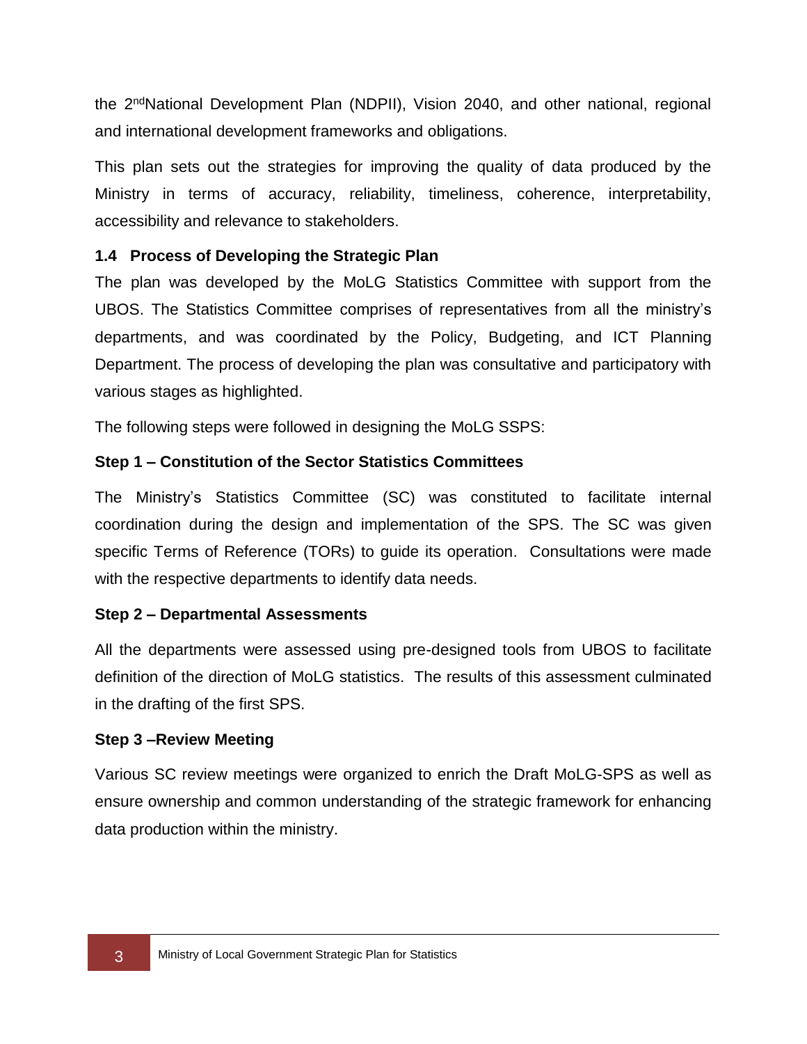the 2nd National Development Plan (NDPII), Vision 2040, and other national, regional and international development frameworks and obligations.

This plan sets out the strategies for improving the quality of data produced by the Ministry in terms of accuracy, reliability, timeliness, coherence, interpretability, accessibility and relevance to stakeholders.

### 1.4 Process of Developing the Strategic Plan

The plan was developed by the MoLG Statistics Committee with support from the UBOS. The Statistics Committee comprises of representatives from all the ministry's departments, and was coordinated by the Policy, Budgeting, and ICT Planning Department. The process of developing the plan was consultative and participatory with various stages as highlighted.

The following steps were followed in designing the MoLG SSPS:

**Step 1 – Constitution of the Sector Statistics Committees**

The Ministry's Statistics Committee (SC) was constituted to facilitate internal coordination during the design and implementation of the SPS. The SC was given specific Terms of Reference (TORs) to guide its operation. Consultations were made with the respective departments to identify data needs.

**Step 2 – Departmental Assessments**

All the departments were assessed using pre-designed tools from UBOS to facilitate definition of the direction of MoLG statistics. The results of this assessment culminated in the drafting of the first SPS.

**Step 3 –Review Meeting**

Various SC review meetings were organized to enrich the Draft MoLG-SPS as well as ensure ownership and common understanding of the strategic framework for enhancing data production within the ministry.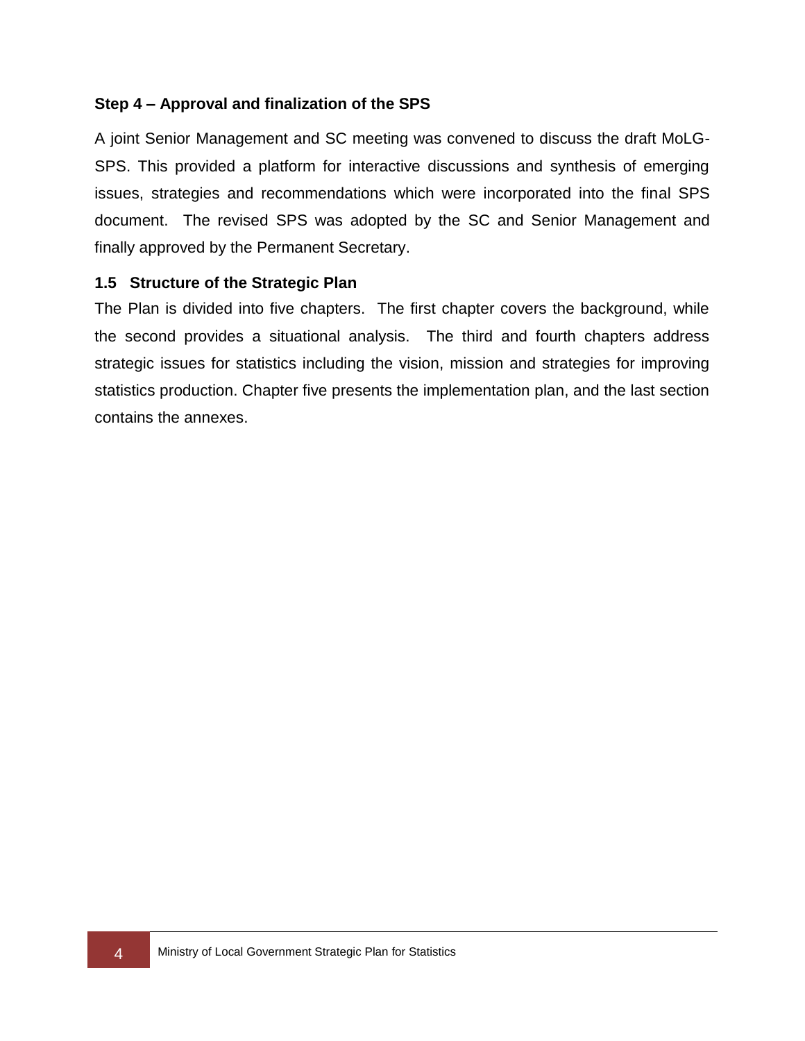**Step 4 – Approval and finalization of the SPS**

A joint Senior Management and SC meeting was convened to discuss the draft MoLG-SPS. This provided a platform for interactive discussions and synthesis of emerging issues, strategies and recommendations which were incorporated into the final SPS document. The revised SPS was adopted by the SC and Senior Management and finally approved by the Permanent Secretary.

## 1.5 Structure of the Strategic Plan

The Plan is divided into five chapters. The first chapter covers the background, while the second provides a situational analysis. The third and fourth chapters address strategic issues for statistics including the vision, mission and strategies for improving statistics production. Chapter five presents the implementation plan, and the last section contains the annexes.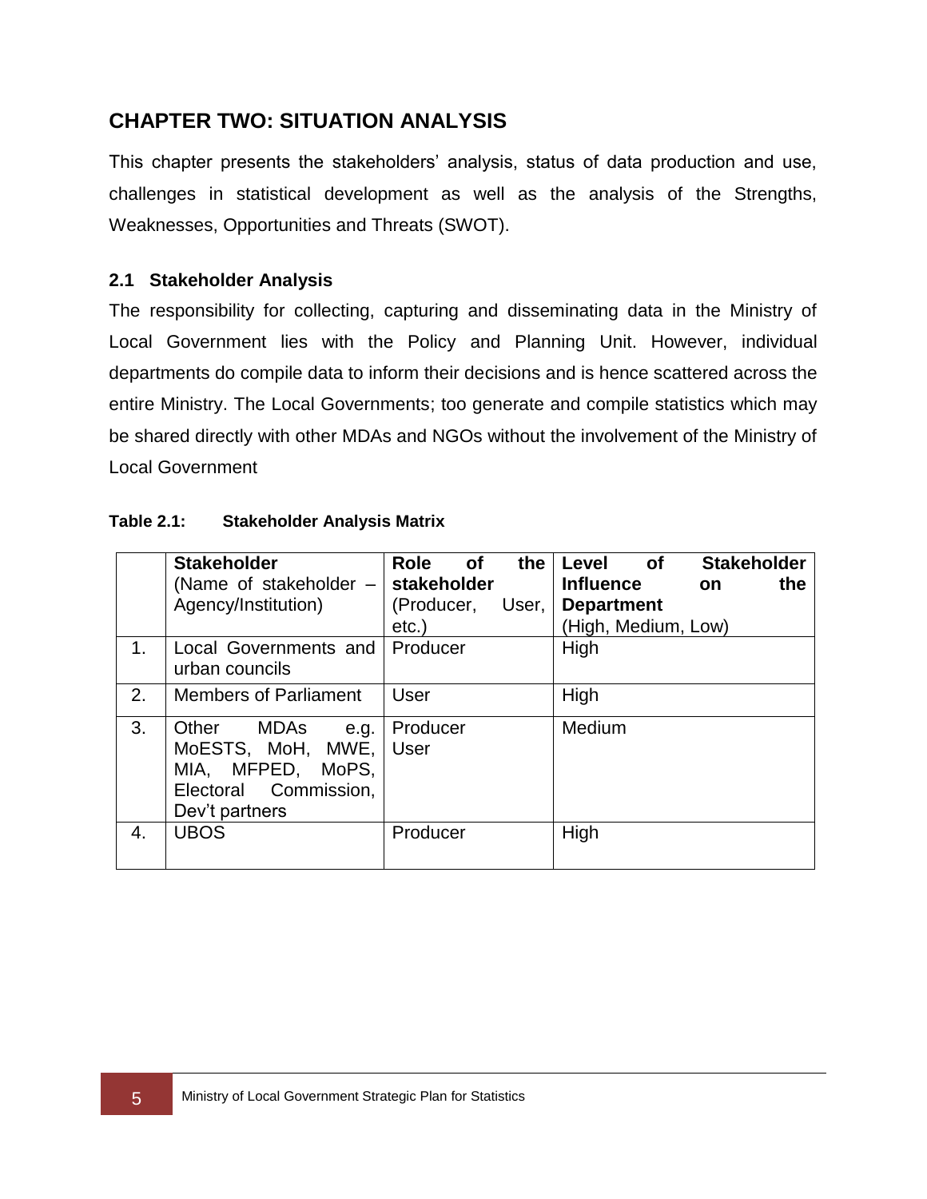# CHAPTER TWO: SITUATION ANALYSIS

This chapter presents the stakeholders' analysis, status of data production and use, challenges in statistical development as well as the analysis of the Strengths, Weaknesses, Opportunities and Threats (SWOT).

## 2.1 Stakeholder Analysis

The responsibility for collecting, capturing and disseminating data in the Ministry of Local Government lies with the Policy and Planning Unit. However, individual departments do compile data to inform their decisions and is hence scattered across the entire Ministry. The Local Governments; too generate and compile statistics which may be shared directly with other MDAs and NGOs without the involvement of the Ministry of Local Government

**Table 2.1: Stakeholder Analysis Matrix**

| | **Stakeholder** (Name of stakeholder – Agency/Institution) | **Role of the stakeholder** (Producer, User, etc.) | **Level of Stakeholder Influence on the Department** (High, Medium, Low) |
|---|---|---|---|
| 1. | Local Governments and urban councils | Producer | High |
| 2. | Members of Parliament | User | High |
| 3. | Other MDAs e.g. MoESTS, MoH, MWE, MIA, MFPED, MoPS, Electoral Commission, Dev't partners | Producer User | Medium |
| 4. | UBOS | Producer | High |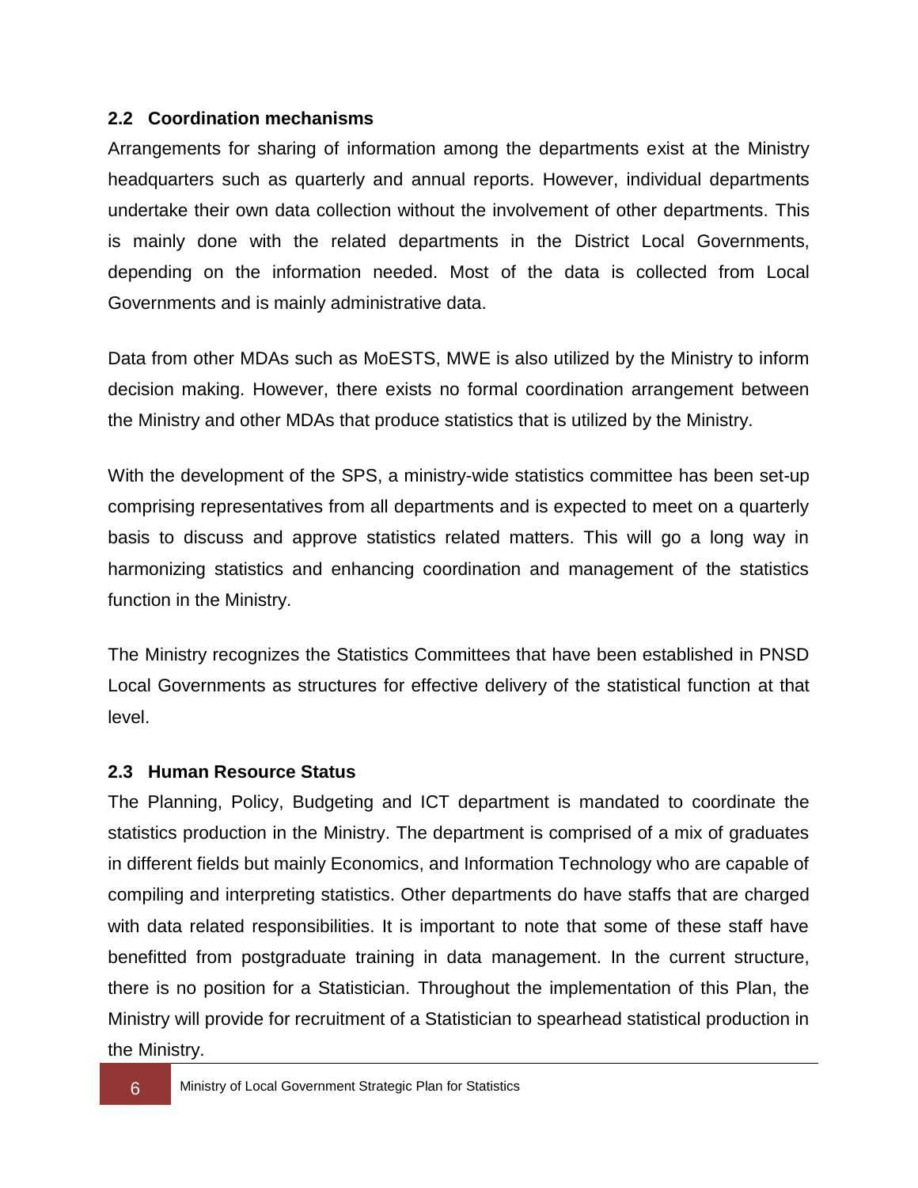### 2.2 Coordination mechanisms

Arrangements for sharing of information among the departments exist at the Ministry headquarters such as quarterly and annual reports. However, individual departments undertake their own data collection without the involvement of other departments. This is mainly done with the related departments in the District Local Governments, depending on the information needed. Most of the data is collected from Local Governments and is mainly administrative data.

Data from other MDAs such as MoESTS, MWE is also utilized by the Ministry to inform decision making. However, there exists no formal coordination arrangement between the Ministry and other MDAs that produce statistics that is utilized by the Ministry.

With the development of the SPS, a ministry-wide statistics committee has been set-up comprising representatives from all departments and is expected to meet on a quarterly basis to discuss and approve statistics related matters. This will go a long way in harmonizing statistics and enhancing coordination and management of the statistics function in the Ministry.

The Ministry recognizes the Statistics Committees that have been established in PNSD Local Governments as structures for effective delivery of the statistical function at that level.

### 2.3 Human Resource Status

The Planning, Policy, Budgeting and ICT department is mandated to coordinate the statistics production in the Ministry. The department is comprised of a mix of graduates in different fields but mainly Economics, and Information Technology who are capable of compiling and interpreting statistics. Other departments do have staffs that are charged with data related responsibilities. It is important to note that some of these staff have benefitted from postgraduate training in data management. In the current structure, there is no position for a Statistician. Throughout the implementation of this Plan, the Ministry will provide for recruitment of a Statistician to spearhead statistical production in the Ministry.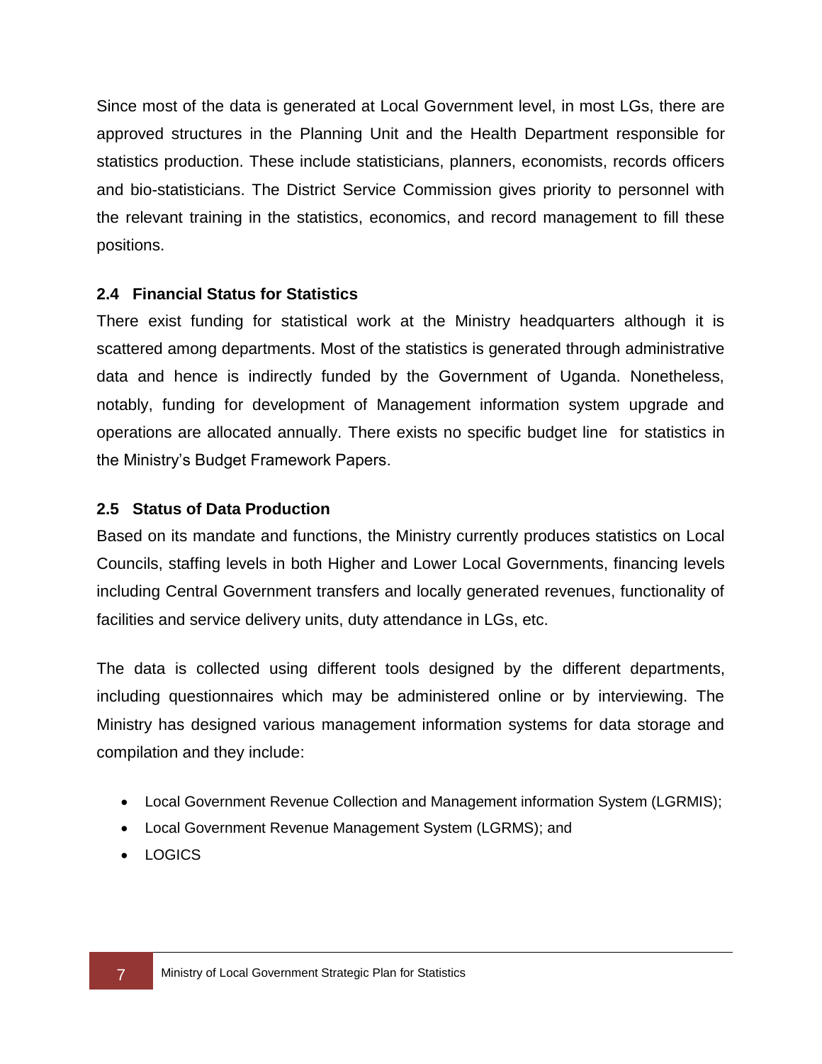Since most of the data is generated at Local Government level, in most LGs, there are approved structures in the Planning Unit and the Health Department responsible for statistics production. These include statisticians, planners, economists, records officers and bio-statisticians. The District Service Commission gives priority to personnel with the relevant training in the statistics, economics, and record management to fill these positions.

### 2.4 Financial Status for Statistics

There exist funding for statistical work at the Ministry headquarters although it is scattered among departments. Most of the statistics is generated through administrative data and hence is indirectly funded by the Government of Uganda. Nonetheless, notably, funding for development of Management information system upgrade and operations are allocated annually. There exists no specific budget line for statistics in the Ministry's Budget Framework Papers.

### 2.5 Status of Data Production

Based on its mandate and functions, the Ministry currently produces statistics on Local Councils, staffing levels in both Higher and Lower Local Governments, financing levels including Central Government transfers and locally generated revenues, functionality of facilities and service delivery units, duty attendance in LGs, etc.

The data is collected using different tools designed by the different departments, including questionnaires which may be administered online or by interviewing. The Ministry has designed various management information systems for data storage and compilation and they include:

- Local Government Revenue Collection and Management information System (LGRMIS);
- Local Government Revenue Management System (LGRMS); and
- LOGICS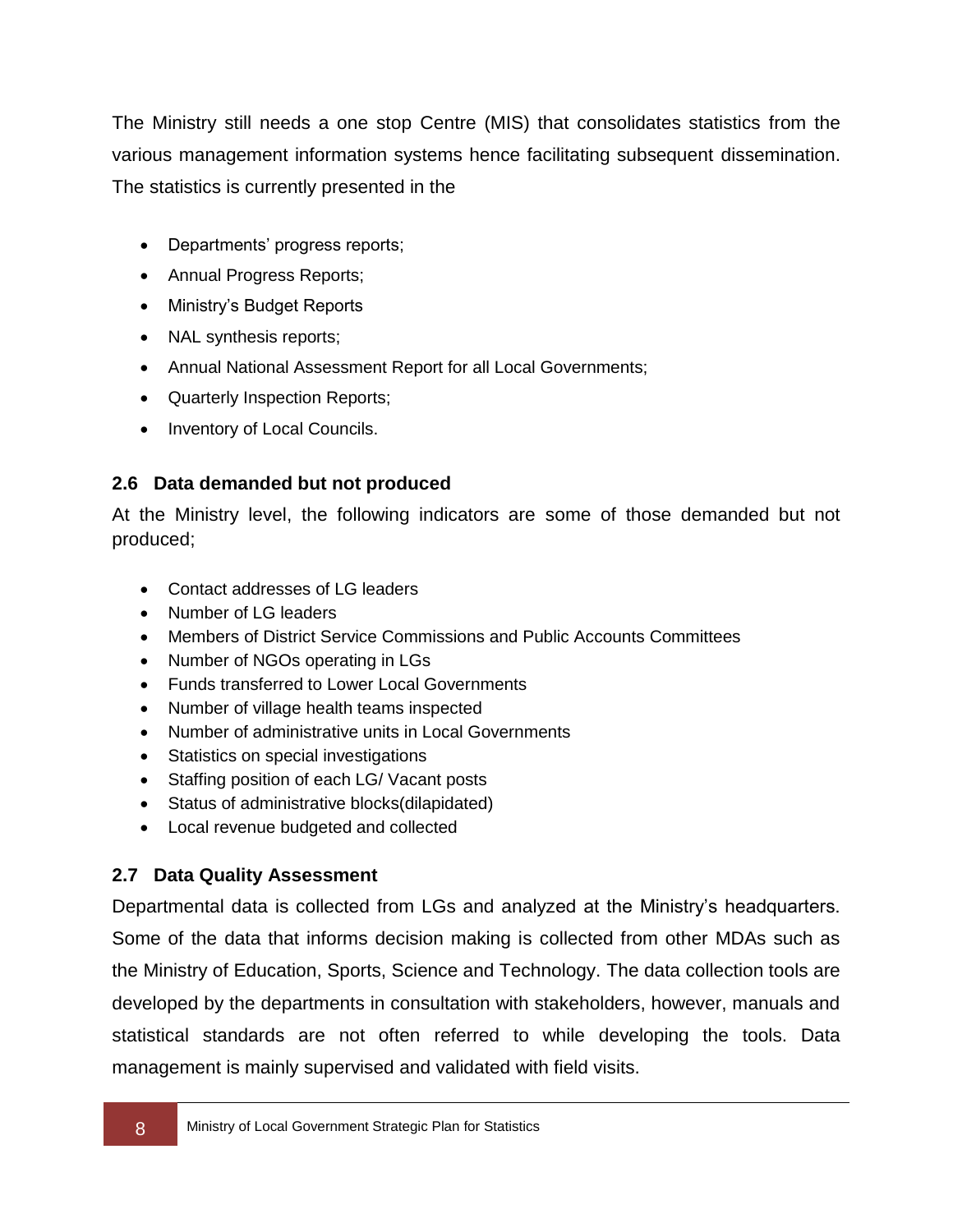The Ministry still needs a one stop Centre (MIS) that consolidates statistics from the various management information systems hence facilitating subsequent dissemination. The statistics is currently presented in the

- Departments' progress reports;
- Annual Progress Reports;
- Ministry's Budget Reports
- NAL synthesis reports;
- Annual National Assessment Report for all Local Governments;
- Quarterly Inspection Reports;
- Inventory of Local Councils.

## 2.6 Data demanded but not produced

At the Ministry level, the following indicators are some of those demanded but not produced;

- Contact addresses of LG leaders
- Number of LG leaders
- Members of District Service Commissions and Public Accounts Committees
- Number of NGOs operating in LGs
- Funds transferred to Lower Local Governments
- Number of village health teams inspected
- Number of administrative units in Local Governments
- Statistics on special investigations
- Staffing position of each LG/ Vacant posts
- Status of administrative blocks(dilapidated)
- Local revenue budgeted and collected

## 2.7 Data Quality Assessment

Departmental data is collected from LGs and analyzed at the Ministry's headquarters. Some of the data that informs decision making is collected from other MDAs such as the Ministry of Education, Sports, Science and Technology. The data collection tools are developed by the departments in consultation with stakeholders, however, manuals and statistical standards are not often referred to while developing the tools. Data management is mainly supervised and validated with field visits.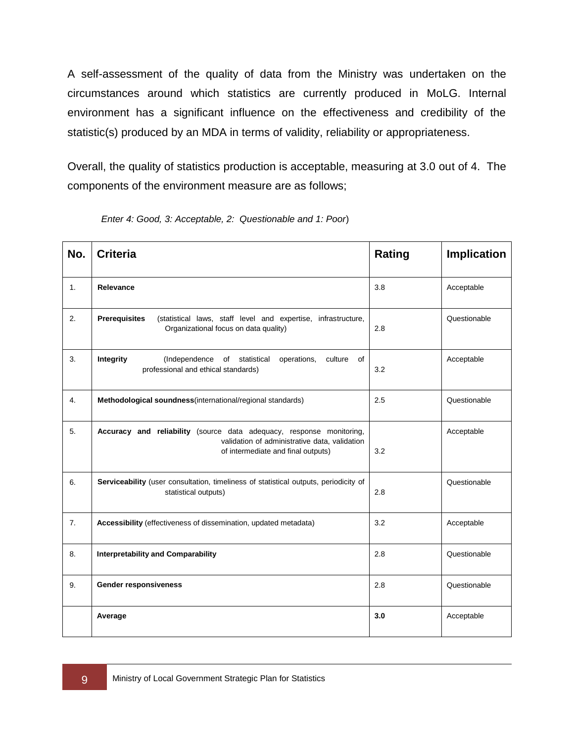A self-assessment of the quality of data from the Ministry was undertaken on the circumstances around which statistics are currently produced in MoLG. Internal environment has a significant influence on the effectiveness and credibility of the statistic(s) produced by an MDA in terms of validity, reliability or appropriateness.

Overall, the quality of statistics production is acceptable, measuring at 3.0 out of 4. The components of the environment measure are as follows;

*Enter 4: Good, 3: Acceptable, 2: Questionable and 1: Poor*)

| No. | Criteria | Rating | Implication |
|---|---|---|---|
| 1. | **Relevance** | 3.8 | Acceptable |
| 2. | **Prerequisites** (statistical laws, staff level and expertise, infrastructure, Organizational focus on data quality) | 2.8 | Questionable |
| 3. | **Integrity** (Independence of statistical operations, culture of professional and ethical standards) | 3.2 | Acceptable |
| 4. | **Methodological soundness**(international/regional standards) | 2.5 | Questionable |
| 5. | **Accuracy and reliability** (source data adequacy, response monitoring, validation of administrative data, validation of intermediate and final outputs) | 3.2 | Acceptable |
| 6. | **Serviceability** (user consultation, timeliness of statistical outputs, periodicity of statistical outputs) | 2.8 | Questionable |
| 7. | **Accessibility** (effectiveness of dissemination, updated metadata) | 3.2 | Acceptable |
| 8. | **Interpretability and Comparability** | 2.8 | Questionable |
| 9. | **Gender responsiveness** | 2.8 | Questionable |
| | **Average** | **3.0** | Acceptable |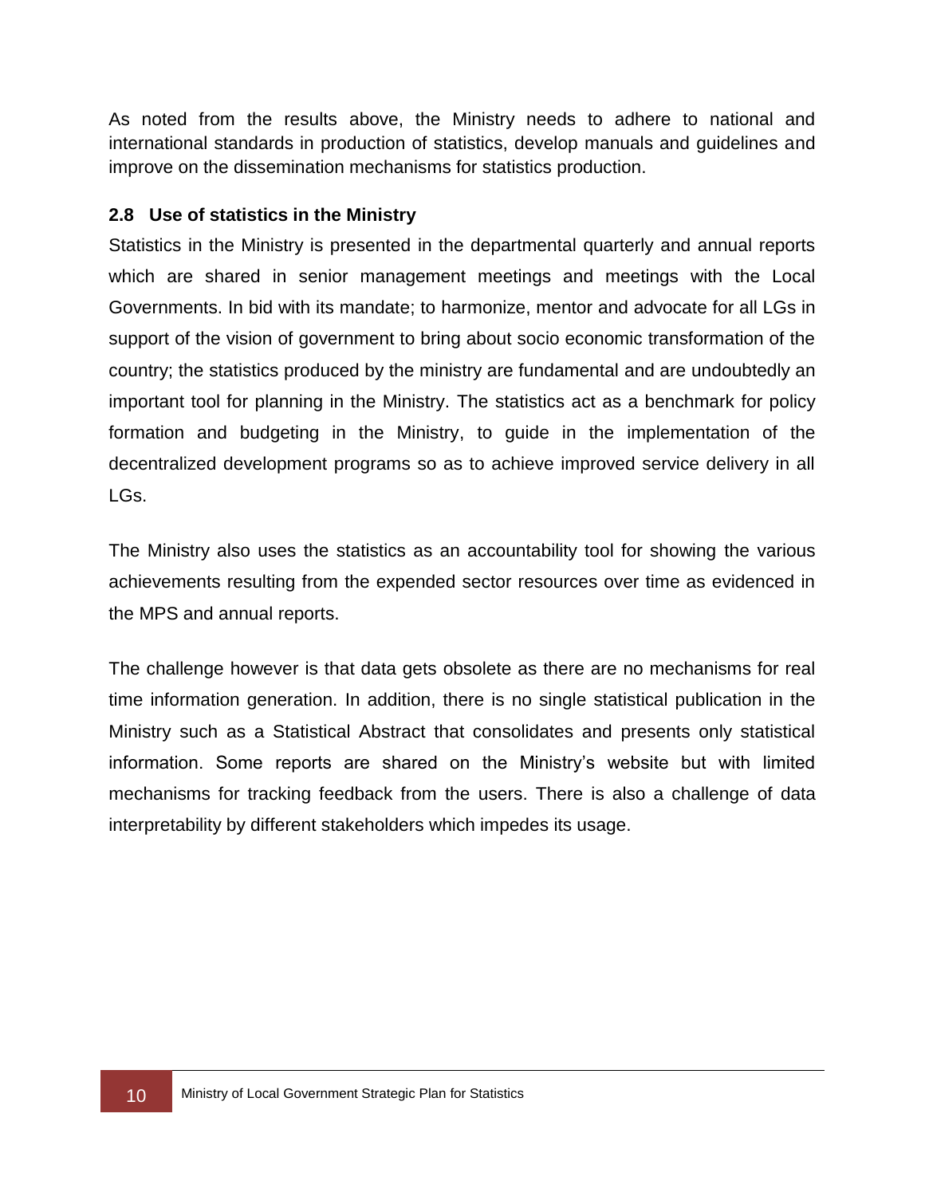As noted from the results above, the Ministry needs to adhere to national and international standards in production of statistics, develop manuals and guidelines and improve on the dissemination mechanisms for statistics production.

### 2.8 Use of statistics in the Ministry

Statistics in the Ministry is presented in the departmental quarterly and annual reports which are shared in senior management meetings and meetings with the Local Governments. In bid with its mandate; to harmonize, mentor and advocate for all LGs in support of the vision of government to bring about socio economic transformation of the country; the statistics produced by the ministry are fundamental and are undoubtedly an important tool for planning in the Ministry. The statistics act as a benchmark for policy formation and budgeting in the Ministry, to guide in the implementation of the decentralized development programs so as to achieve improved service delivery in all LGs.

The Ministry also uses the statistics as an accountability tool for showing the various achievements resulting from the expended sector resources over time as evidenced in the MPS and annual reports.

The challenge however is that data gets obsolete as there are no mechanisms for real time information generation. In addition, there is no single statistical publication in the Ministry such as a Statistical Abstract that consolidates and presents only statistical information. Some reports are shared on the Ministry's website but with limited mechanisms for tracking feedback from the users. There is also a challenge of data interpretability by different stakeholders which impedes its usage.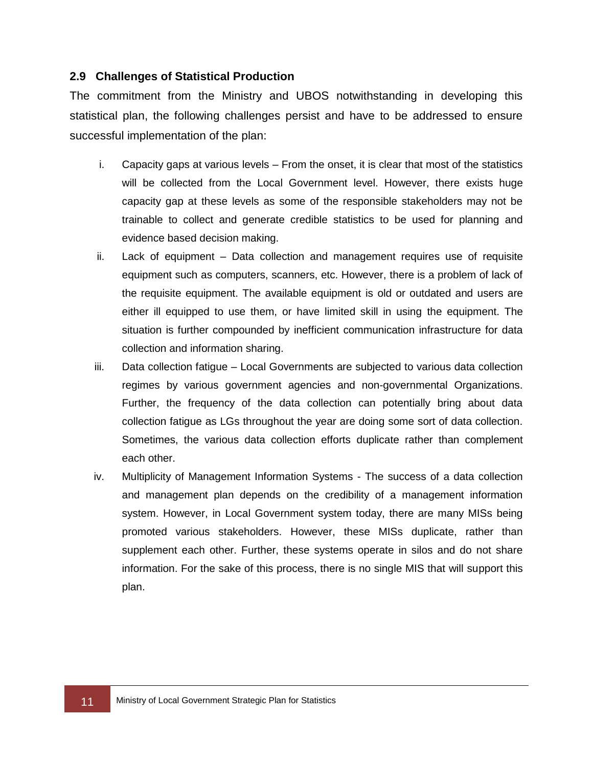## 2.9 Challenges of Statistical Production

The commitment from the Ministry and UBOS notwithstanding in developing this statistical plan, the following challenges persist and have to be addressed to ensure successful implementation of the plan:

i. Capacity gaps at various levels – From the onset, it is clear that most of the statistics will be collected from the Local Government level. However, there exists huge capacity gap at these levels as some of the responsible stakeholders may not be trainable to collect and generate credible statistics to be used for planning and evidence based decision making.

ii. Lack of equipment – Data collection and management requires use of requisite equipment such as computers, scanners, etc. However, there is a problem of lack of the requisite equipment. The available equipment is old or outdated and users are either ill equipped to use them, or have limited skill in using the equipment. The situation is further compounded by inefficient communication infrastructure for data collection and information sharing.

iii. Data collection fatigue – Local Governments are subjected to various data collection regimes by various government agencies and non-governmental Organizations. Further, the frequency of the data collection can potentially bring about data collection fatigue as LGs throughout the year are doing some sort of data collection. Sometimes, the various data collection efforts duplicate rather than complement each other.

iv. Multiplicity of Management Information Systems - The success of a data collection and management plan depends on the credibility of a management information system. However, in Local Government system today, there are many MISs being promoted various stakeholders. However, these MISs duplicate, rather than supplement each other. Further, these systems operate in silos and do not share information. For the sake of this process, there is no single MIS that will support this plan.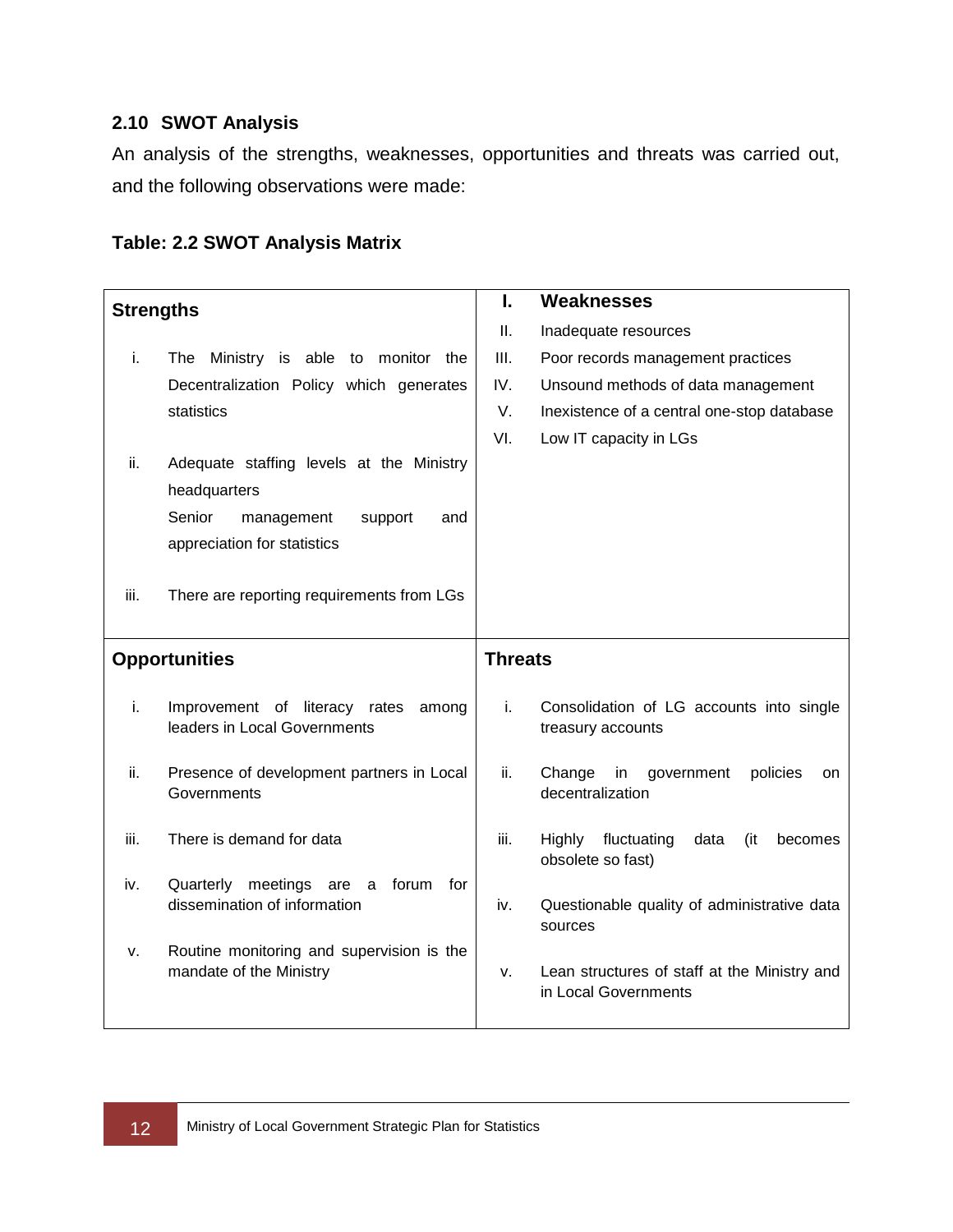## 2.10 SWOT Analysis

An analysis of the strengths, weaknesses, opportunities and threats was carried out, and the following observations were made:

**Table: 2.2 SWOT Analysis Matrix**

| **Strengths** | **I. Weaknesses** |
|---|---|
| i. The Ministry is able to monitor the Decentralization Policy which generates statistics<br>ii. Adequate staffing levels at the Ministry headquarters<br>Senior management support and appreciation for statistics<br>iii. There are reporting requirements from LGs | II. Inadequate resources<br>III. Poor records management practices<br>IV. Unsound methods of data management<br>V. Inexistence of a central one-stop database<br>VI. Low IT capacity in LGs |
| **Opportunities** | **Threats** |
| i. Improvement of literacy rates among leaders in Local Governments<br>ii. Presence of development partners in Local Governments<br>iii. There is demand for data<br>iv. Quarterly meetings are a forum for dissemination of information<br>v. Routine monitoring and supervision is the mandate of the Ministry | i. Consolidation of LG accounts into single treasury accounts<br>ii. Change in government policies on decentralization<br>iii. Highly fluctuating data (it becomes obsolete so fast)<br>iv. Questionable quality of administrative data sources<br>v. Lean structures of staff at the Ministry and in Local Governments |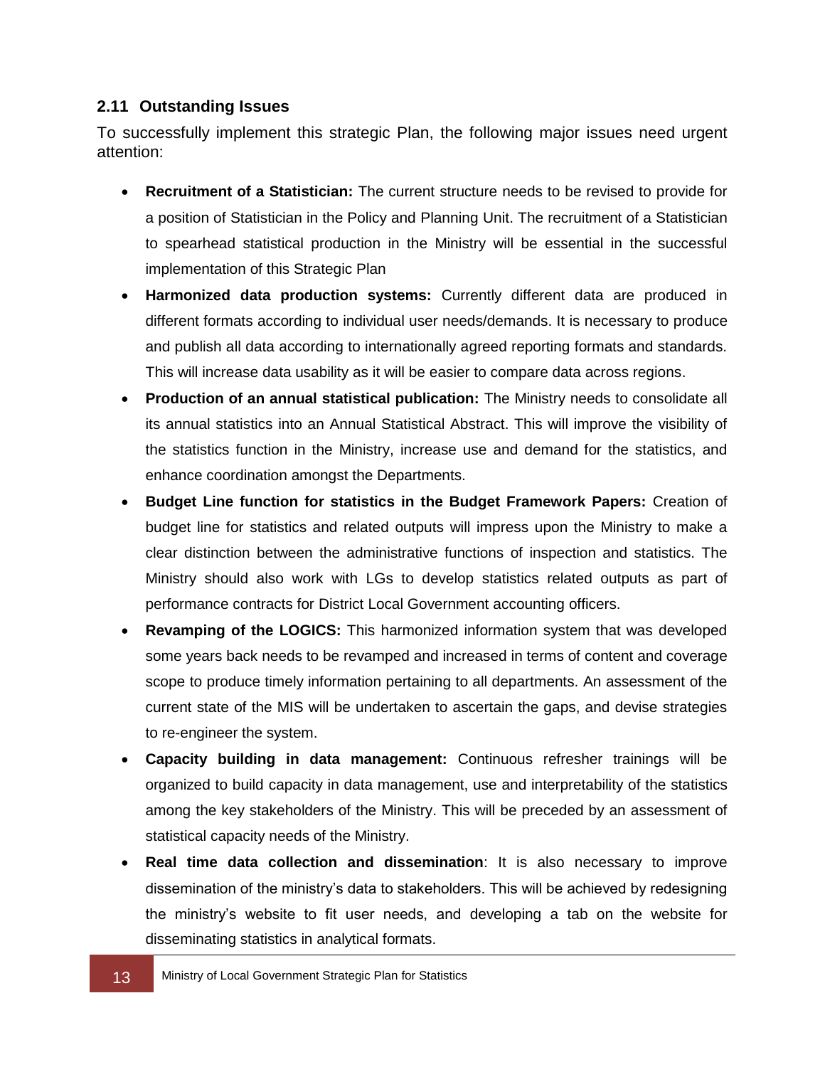## 2.11 Outstanding Issues

To successfully implement this strategic Plan, the following major issues need urgent attention:

- **Recruitment of a Statistician:** The current structure needs to be revised to provide for a position of Statistician in the Policy and Planning Unit. The recruitment of a Statistician to spearhead statistical production in the Ministry will be essential in the successful implementation of this Strategic Plan
- **Harmonized data production systems:** Currently different data are produced in different formats according to individual user needs/demands. It is necessary to produce and publish all data according to internationally agreed reporting formats and standards. This will increase data usability as it will be easier to compare data across regions.
- **Production of an annual statistical publication:** The Ministry needs to consolidate all its annual statistics into an Annual Statistical Abstract. This will improve the visibility of the statistics function in the Ministry, increase use and demand for the statistics, and enhance coordination amongst the Departments.
- **Budget Line function for statistics in the Budget Framework Papers:** Creation of budget line for statistics and related outputs will impress upon the Ministry to make a clear distinction between the administrative functions of inspection and statistics. The Ministry should also work with LGs to develop statistics related outputs as part of performance contracts for District Local Government accounting officers.
- **Revamping of the LOGICS:** This harmonized information system that was developed some years back needs to be revamped and increased in terms of content and coverage scope to produce timely information pertaining to all departments. An assessment of the current state of the MIS will be undertaken to ascertain the gaps, and devise strategies to re-engineer the system.
- **Capacity building in data management:** Continuous refresher trainings will be organized to build capacity in data management, use and interpretability of the statistics among the key stakeholders of the Ministry. This will be preceded by an assessment of statistical capacity needs of the Ministry.
- **Real time data collection and dissemination**: It is also necessary to improve dissemination of the ministry's data to stakeholders. This will be achieved by redesigning the ministry's website to fit user needs, and developing a tab on the website for disseminating statistics in analytical formats.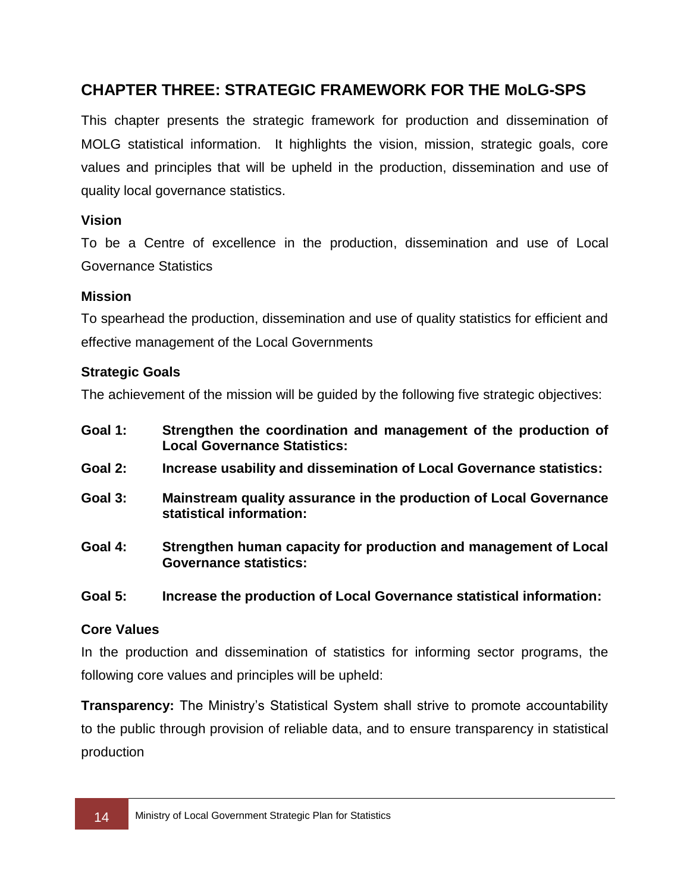## CHAPTER THREE: STRATEGIC FRAMEWORK FOR THE MoLG-SPS

This chapter presents the strategic framework for production and dissemination of MOLG statistical information. It highlights the vision, mission, strategic goals, core values and principles that will be upheld in the production, dissemination and use of quality local governance statistics.

### Vision

To be a Centre of excellence in the production, dissemination and use of Local Governance Statistics

### Mission

To spearhead the production, dissemination and use of quality statistics for efficient and effective management of the Local Governments

### Strategic Goals

The achievement of the mission will be guided by the following five strategic objectives:

**Goal 1:** **Strengthen the coordination and management of the production of Local Governance Statistics:**

**Goal 2:** **Increase usability and dissemination of Local Governance statistics:**

**Goal 3:** **Mainstream quality assurance in the production of Local Governance statistical information:**

**Goal 4:** **Strengthen human capacity for production and management of Local Governance statistics:**

**Goal 5:** **Increase the production of Local Governance statistical information:**

### Core Values

In the production and dissemination of statistics for informing sector programs, the following core values and principles will be upheld:

**Transparency:** The Ministry's Statistical System shall strive to promote accountability to the public through provision of reliable data, and to ensure transparency in statistical production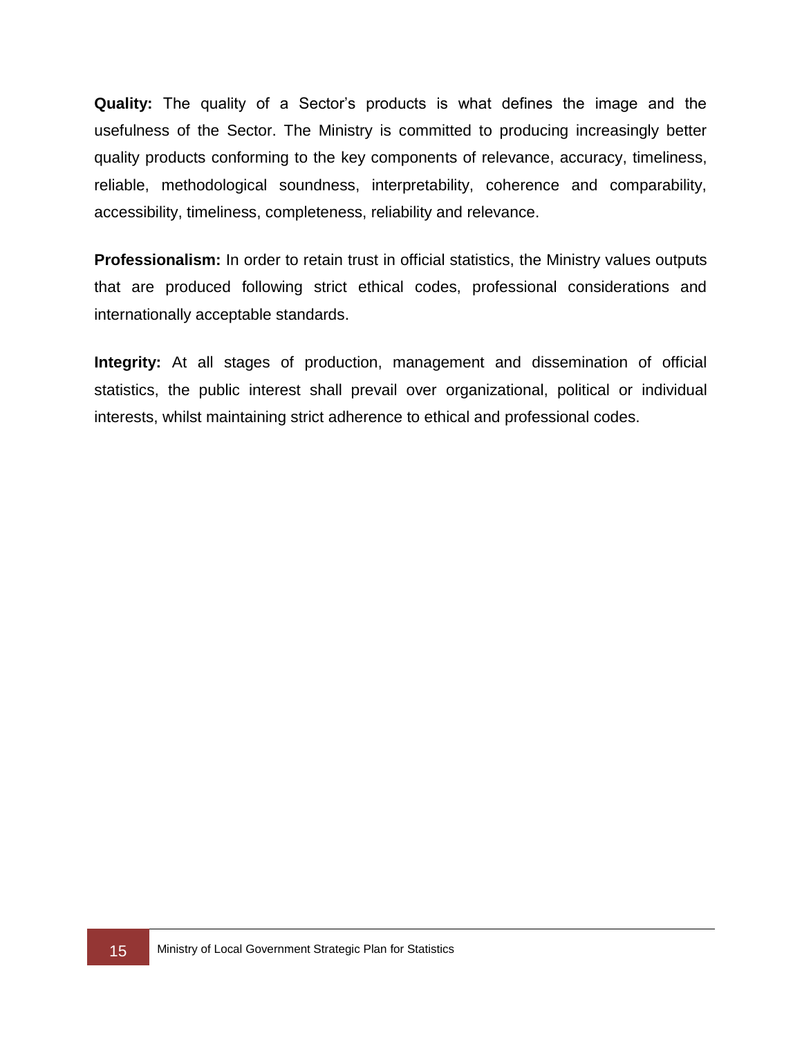**Quality:** The quality of a Sector's products is what defines the image and the usefulness of the Sector. The Ministry is committed to producing increasingly better quality products conforming to the key components of relevance, accuracy, timeliness, reliable, methodological soundness, interpretability, coherence and comparability, accessibility, timeliness, completeness, reliability and relevance.

**Professionalism:** In order to retain trust in official statistics, the Ministry values outputs that are produced following strict ethical codes, professional considerations and internationally acceptable standards.

**Integrity:** At all stages of production, management and dissemination of official statistics, the public interest shall prevail over organizational, political or individual interests, whilst maintaining strict adherence to ethical and professional codes.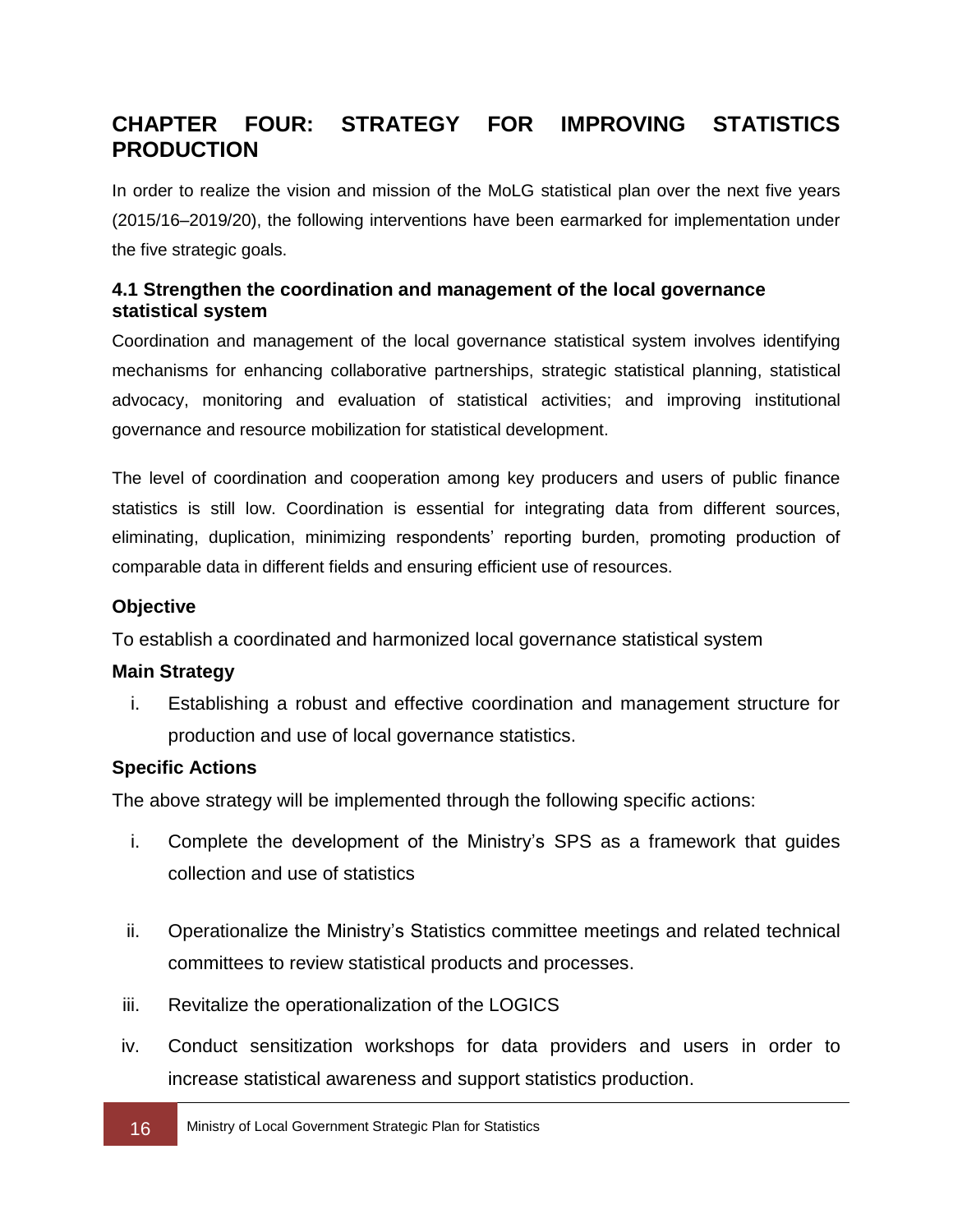# CHAPTER FOUR: STRATEGY FOR IMPROVING STATISTICS PRODUCTION

In order to realize the vision and mission of the MoLG statistical plan over the next five years (2015/16–2019/20), the following interventions have been earmarked for implementation under the five strategic goals.

## 4.1 Strengthen the coordination and management of the local governance statistical system

Coordination and management of the local governance statistical system involves identifying mechanisms for enhancing collaborative partnerships, strategic statistical planning, statistical advocacy, monitoring and evaluation of statistical activities; and improving institutional governance and resource mobilization for statistical development.

The level of coordination and cooperation among key producers and users of public finance statistics is still low. Coordination is essential for integrating data from different sources, eliminating, duplication, minimizing respondents' reporting burden, promoting production of comparable data in different fields and ensuring efficient use of resources.

**Objective**

To establish a coordinated and harmonized local governance statistical system

**Main Strategy**

i. Establishing a robust and effective coordination and management structure for production and use of local governance statistics.

**Specific Actions**

The above strategy will be implemented through the following specific actions:

i. Complete the development of the Ministry's SPS as a framework that guides collection and use of statistics

ii. Operationalize the Ministry's Statistics committee meetings and related technical committees to review statistical products and processes.

iii. Revitalize the operationalization of the LOGICS

iv. Conduct sensitization workshops for data providers and users in order to increase statistical awareness and support statistics production.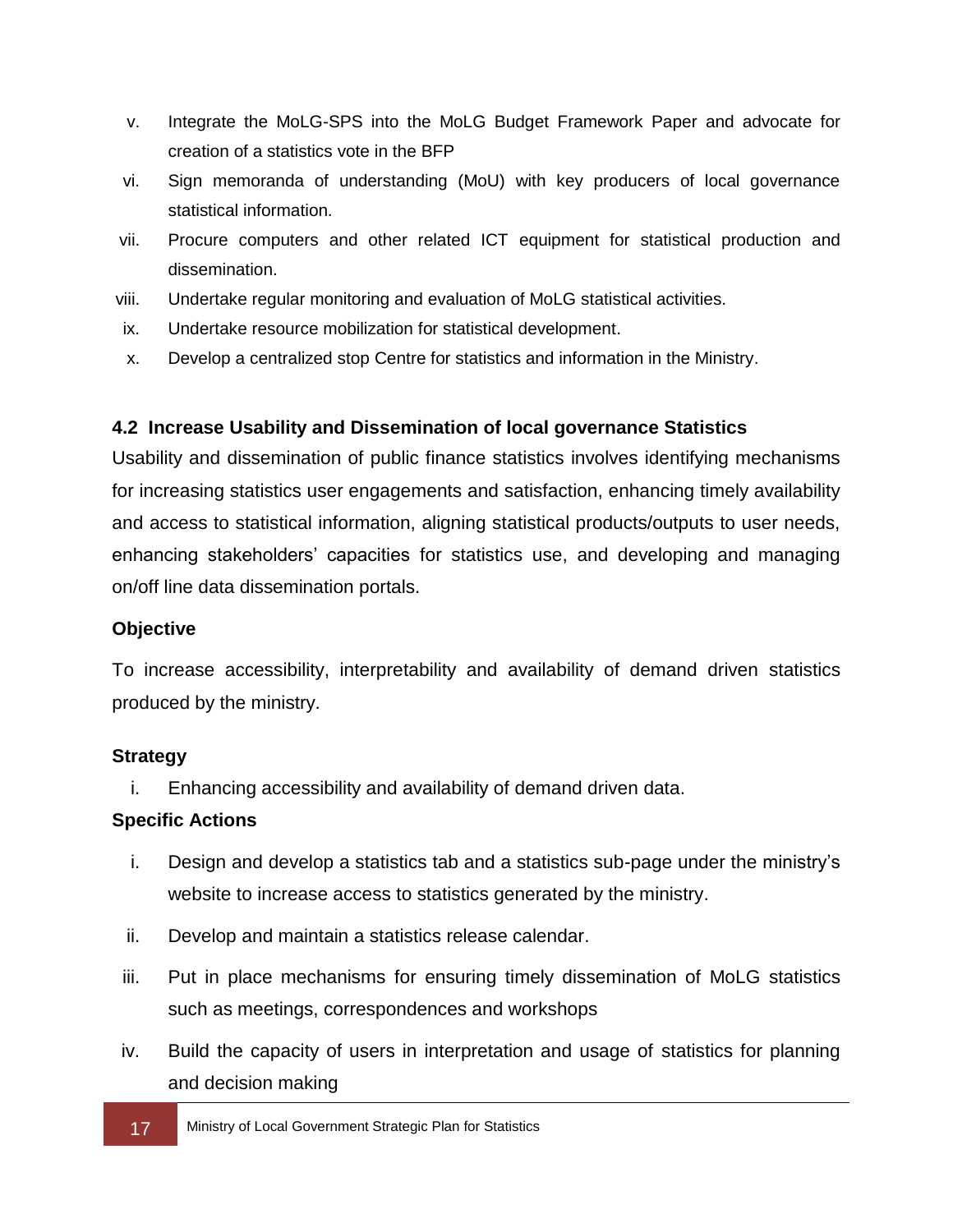v. Integrate the MoLG-SPS into the MoLG Budget Framework Paper and advocate for creation of a statistics vote in the BFP
vi. Sign memoranda of understanding (MoU) with key producers of local governance statistical information.
vii. Procure computers and other related ICT equipment for statistical production and dissemination.
viii. Undertake regular monitoring and evaluation of MoLG statistical activities.
ix. Undertake resource mobilization for statistical development.
x. Develop a centralized stop Centre for statistics and information in the Ministry.

### 4.2 Increase Usability and Dissemination of local governance Statistics

Usability and dissemination of public finance statistics involves identifying mechanisms for increasing statistics user engagements and satisfaction, enhancing timely availability and access to statistical information, aligning statistical products/outputs to user needs, enhancing stakeholders' capacities for statistics use, and developing and managing on/off line data dissemination portals.

**Objective**

To increase accessibility, interpretability and availability of demand driven statistics produced by the ministry.

**Strategy**

i. Enhancing accessibility and availability of demand driven data.

**Specific Actions**

i. Design and develop a statistics tab and a statistics sub-page under the ministry's website to increase access to statistics generated by the ministry.
ii. Develop and maintain a statistics release calendar.
iii. Put in place mechanisms for ensuring timely dissemination of MoLG statistics such as meetings, correspondences and workshops
iv. Build the capacity of users in interpretation and usage of statistics for planning and decision making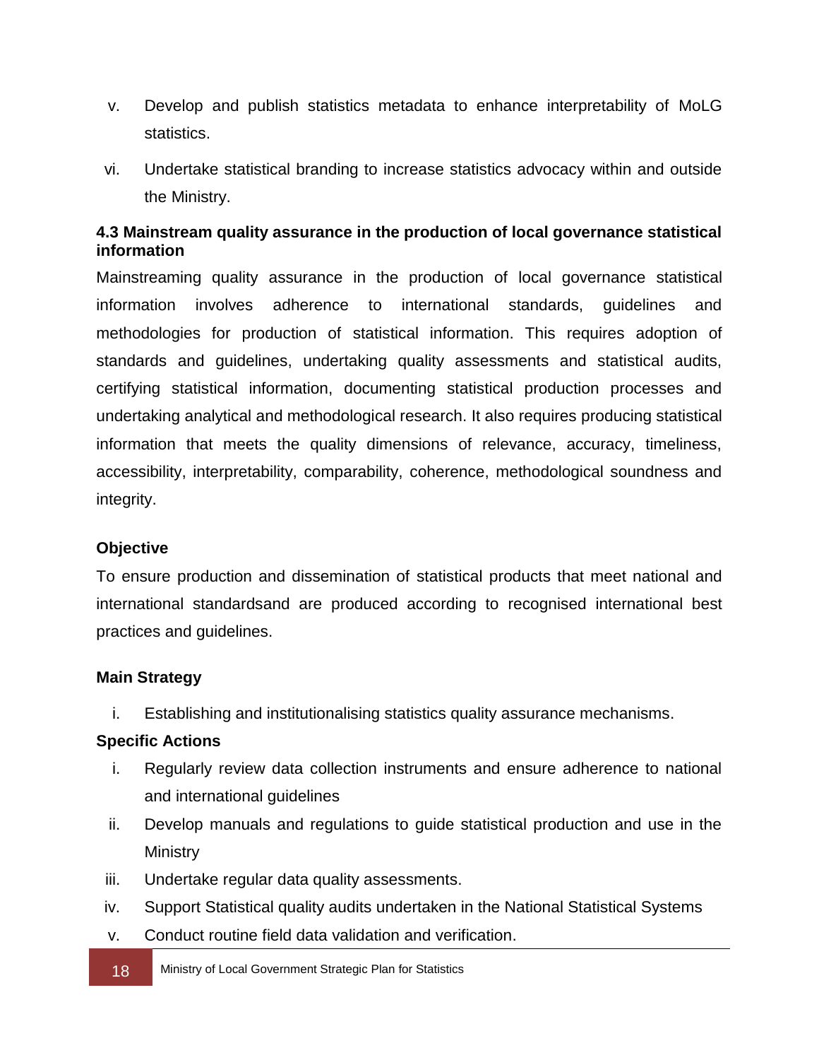v. Develop and publish statistics metadata to enhance interpretability of MoLG statistics.

vi. Undertake statistical branding to increase statistics advocacy within and outside the Ministry.

### 4.3 Mainstream quality assurance in the production of local governance statistical information

Mainstreaming quality assurance in the production of local governance statistical information involves adherence to international standards, guidelines and methodologies for production of statistical information. This requires adoption of standards and guidelines, undertaking quality assessments and statistical audits, certifying statistical information, documenting statistical production processes and undertaking analytical and methodological research. It also requires producing statistical information that meets the quality dimensions of relevance, accuracy, timeliness, accessibility, interpretability, comparability, coherence, methodological soundness and integrity.

**Objective**

To ensure production and dissemination of statistical products that meet national and international standardsand are produced according to recognised international best practices and guidelines.

**Main Strategy**

i. Establishing and institutionalising statistics quality assurance mechanisms.

**Specific Actions**

i. Regularly review data collection instruments and ensure adherence to national and international guidelines

ii. Develop manuals and regulations to guide statistical production and use in the Ministry

iii. Undertake regular data quality assessments.

iv. Support Statistical quality audits undertaken in the National Statistical Systems

v. Conduct routine field data validation and verification.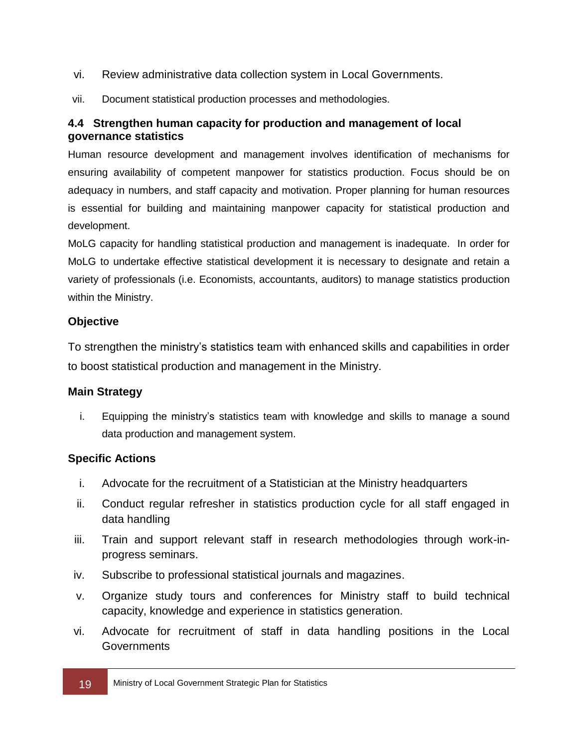vi. Review administrative data collection system in Local Governments.

vii. Document statistical production processes and methodologies.

### 4.4 Strengthen human capacity for production and management of local governance statistics

Human resource development and management involves identification of mechanisms for ensuring availability of competent manpower for statistics production. Focus should be on adequacy in numbers, and staff capacity and motivation. Proper planning for human resources is essential for building and maintaining manpower capacity for statistical production and development.

MoLG capacity for handling statistical production and management is inadequate. In order for MoLG to undertake effective statistical development it is necessary to designate and retain a variety of professionals (i.e. Economists, accountants, auditors) to manage statistics production within the Ministry.

**Objective**

To strengthen the ministry's statistics team with enhanced skills and capabilities in order to boost statistical production and management in the Ministry.

**Main Strategy**

i. Equipping the ministry's statistics team with knowledge and skills to manage a sound data production and management system.

**Specific Actions**

i. Advocate for the recruitment of a Statistician at the Ministry headquarters
ii. Conduct regular refresher in statistics production cycle for all staff engaged in data handling
iii. Train and support relevant staff in research methodologies through work-in-progress seminars.
iv. Subscribe to professional statistical journals and magazines.
v. Organize study tours and conferences for Ministry staff to build technical capacity, knowledge and experience in statistics generation.
vi. Advocate for recruitment of staff in data handling positions in the Local Governments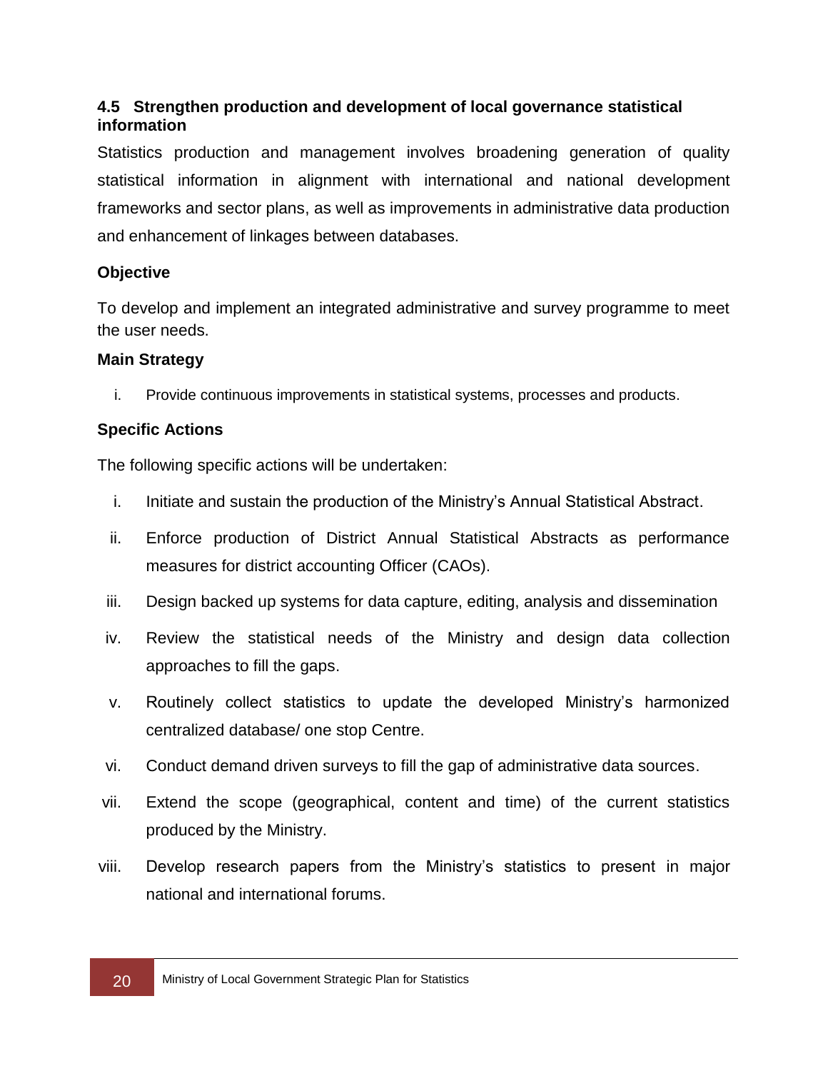### 4.5 Strengthen production and development of local governance statistical information

Statistics production and management involves broadening generation of quality statistical information in alignment with international and national development frameworks and sector plans, as well as improvements in administrative data production and enhancement of linkages between databases.

**Objective**

To develop and implement an integrated administrative and survey programme to meet the user needs.

**Main Strategy**

i. Provide continuous improvements in statistical systems, processes and products.

**Specific Actions**

The following specific actions will be undertaken:

i. Initiate and sustain the production of the Ministry's Annual Statistical Abstract.
ii. Enforce production of District Annual Statistical Abstracts as performance measures for district accounting Officer (CAOs).
iii. Design backed up systems for data capture, editing, analysis and dissemination
iv. Review the statistical needs of the Ministry and design data collection approaches to fill the gaps.
v. Routinely collect statistics to update the developed Ministry's harmonized centralized database/ one stop Centre.
vi. Conduct demand driven surveys to fill the gap of administrative data sources.
vii. Extend the scope (geographical, content and time) of the current statistics produced by the Ministry.
viii. Develop research papers from the Ministry's statistics to present in major national and international forums.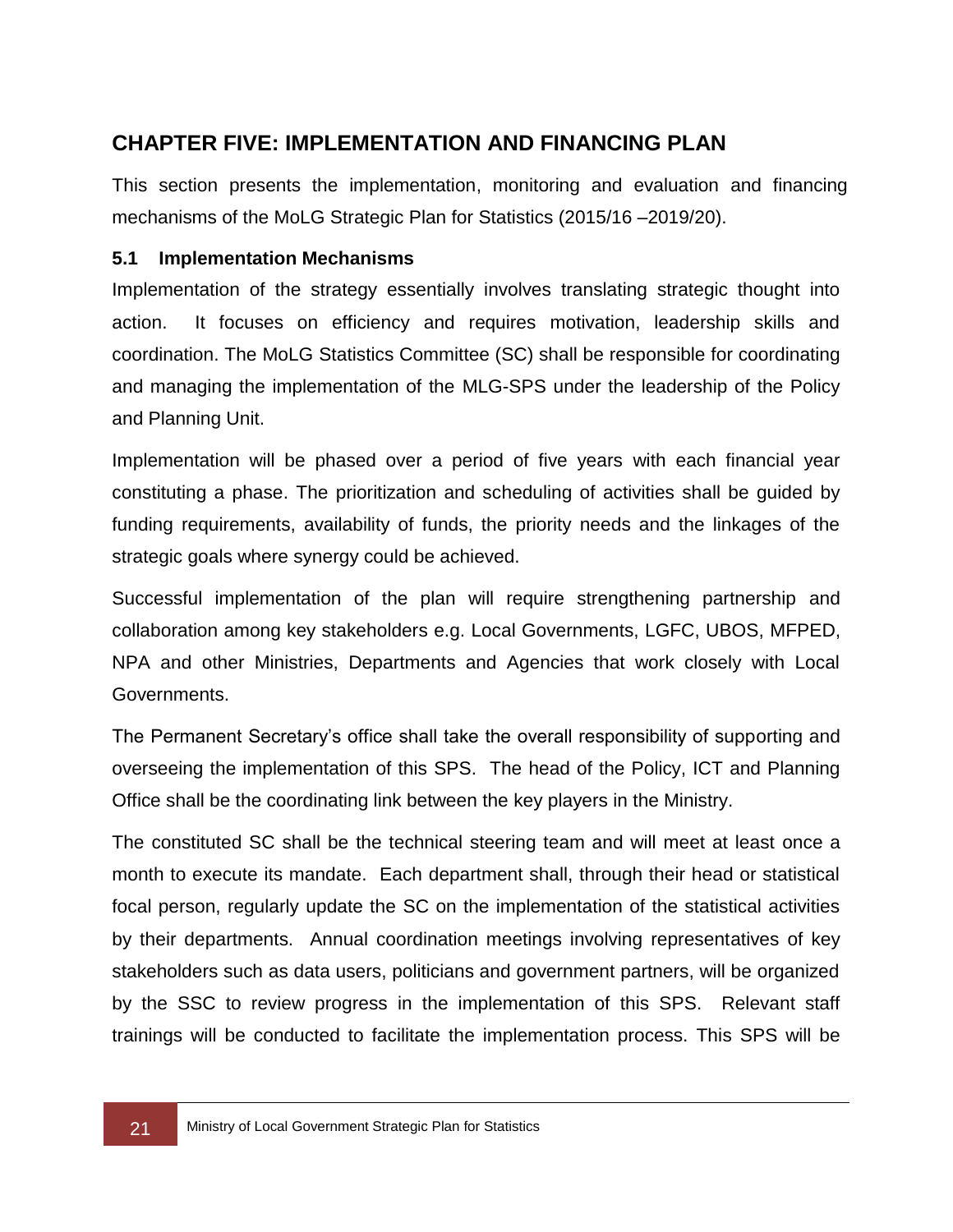# CHAPTER FIVE: IMPLEMENTATION AND FINANCING PLAN

This section presents the implementation, monitoring and evaluation and financing mechanisms of the MoLG Strategic Plan for Statistics (2015/16 –2019/20).

## 5.1 Implementation Mechanisms

Implementation of the strategy essentially involves translating strategic thought into action. It focuses on efficiency and requires motivation, leadership skills and coordination. The MoLG Statistics Committee (SC) shall be responsible for coordinating and managing the implementation of the MLG-SPS under the leadership of the Policy and Planning Unit.

Implementation will be phased over a period of five years with each financial year constituting a phase. The prioritization and scheduling of activities shall be guided by funding requirements, availability of funds, the priority needs and the linkages of the strategic goals where synergy could be achieved.

Successful implementation of the plan will require strengthening partnership and collaboration among key stakeholders e.g. Local Governments, LGFC, UBOS, MFPED, NPA and other Ministries, Departments and Agencies that work closely with Local Governments.

The Permanent Secretary's office shall take the overall responsibility of supporting and overseeing the implementation of this SPS. The head of the Policy, ICT and Planning Office shall be the coordinating link between the key players in the Ministry.

The constituted SC shall be the technical steering team and will meet at least once a month to execute its mandate. Each department shall, through their head or statistical focal person, regularly update the SC on the implementation of the statistical activities by their departments. Annual coordination meetings involving representatives of key stakeholders such as data users, politicians and government partners, will be organized by the SSC to review progress in the implementation of this SPS. Relevant staff trainings will be conducted to facilitate the implementation process. This SPS will be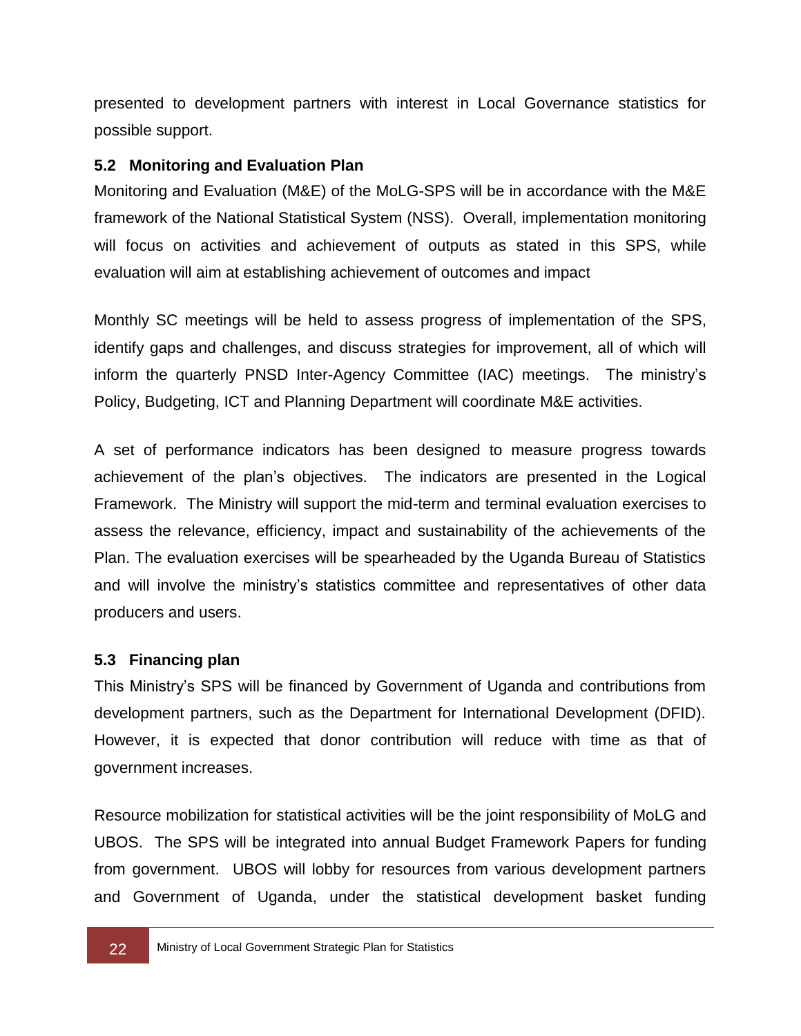presented to development partners with interest in Local Governance statistics for possible support.

### 5.2 Monitoring and Evaluation Plan

Monitoring and Evaluation (M&E) of the MoLG-SPS will be in accordance with the M&E framework of the National Statistical System (NSS). Overall, implementation monitoring will focus on activities and achievement of outputs as stated in this SPS, while evaluation will aim at establishing achievement of outcomes and impact

Monthly SC meetings will be held to assess progress of implementation of the SPS, identify gaps and challenges, and discuss strategies for improvement, all of which will inform the quarterly PNSD Inter-Agency Committee (IAC) meetings. The ministry's Policy, Budgeting, ICT and Planning Department will coordinate M&E activities.

A set of performance indicators has been designed to measure progress towards achievement of the plan's objectives. The indicators are presented in the Logical Framework. The Ministry will support the mid-term and terminal evaluation exercises to assess the relevance, efficiency, impact and sustainability of the achievements of the Plan. The evaluation exercises will be spearheaded by the Uganda Bureau of Statistics and will involve the ministry's statistics committee and representatives of other data producers and users.

### 5.3 Financing plan

This Ministry's SPS will be financed by Government of Uganda and contributions from development partners, such as the Department for International Development (DFID). However, it is expected that donor contribution will reduce with time as that of government increases.

Resource mobilization for statistical activities will be the joint responsibility of MoLG and UBOS. The SPS will be integrated into annual Budget Framework Papers for funding from government. UBOS will lobby for resources from various development partners and Government of Uganda, under the statistical development basket funding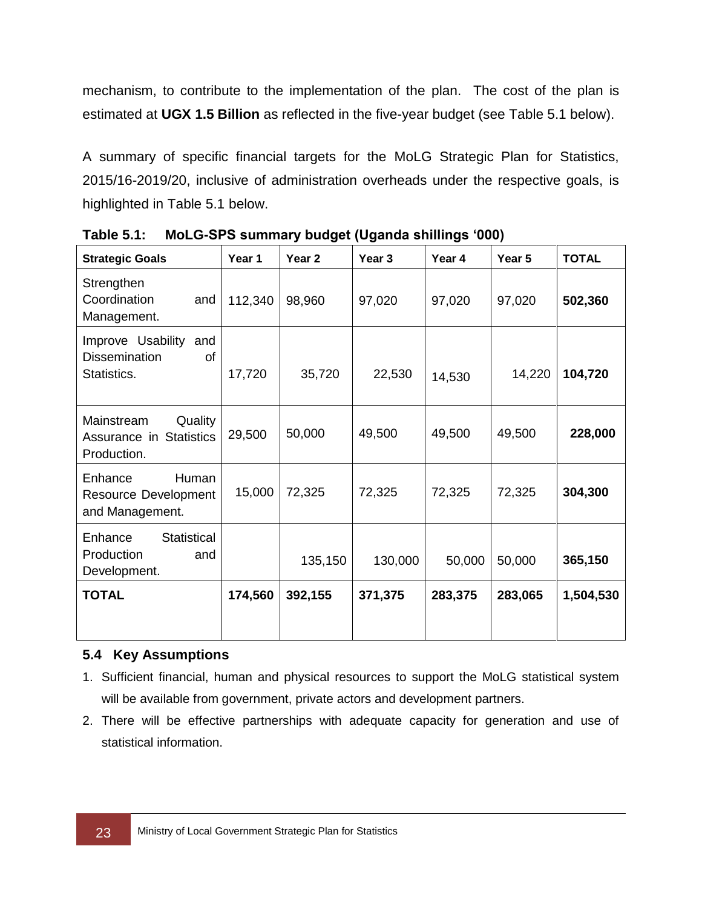mechanism, to contribute to the implementation of the plan. The cost of the plan is estimated at **UGX 1.5 Billion** as reflected in the five-year budget (see Table 5.1 below).

A summary of specific financial targets for the MoLG Strategic Plan for Statistics, 2015/16-2019/20, inclusive of administration overheads under the respective goals, is highlighted in Table 5.1 below.

**Table 5.1: MoLG-SPS summary budget (Uganda shillings '000)**

| Strategic Goals | Year 1 | Year 2 | Year 3 | Year 4 | Year 5 | TOTAL |
|---|---|---|---|---|---|---|
| Strengthen Coordination and Management. | 112,340 | 98,960 | 97,020 | 97,020 | 97,020 | **502,360** |
| Improve Usability and Dissemination of Statistics. | 17,720 | 35,720 | 22,530 | 14,530 | 14,220 | **104,720** |
| Mainstream Quality Assurance in Statistics Production. | 29,500 | 50,000 | 49,500 | 49,500 | 49,500 | **228,000** |
| Enhance Human Resource Development and Management. | 15,000 | 72,325 | 72,325 | 72,325 | 72,325 | **304,300** |
| Enhance Statistical Production and Development. | | 135,150 | 130,000 | 50,000 | 50,000 | **365,150** |
| **TOTAL** | **174,560** | **392,155** | **371,375** | **283,375** | **283,065** | **1,504,530** |

## 5.4 Key Assumptions

1. Sufficient financial, human and physical resources to support the MoLG statistical system will be available from government, private actors and development partners.
2. There will be effective partnerships with adequate capacity for generation and use of statistical information.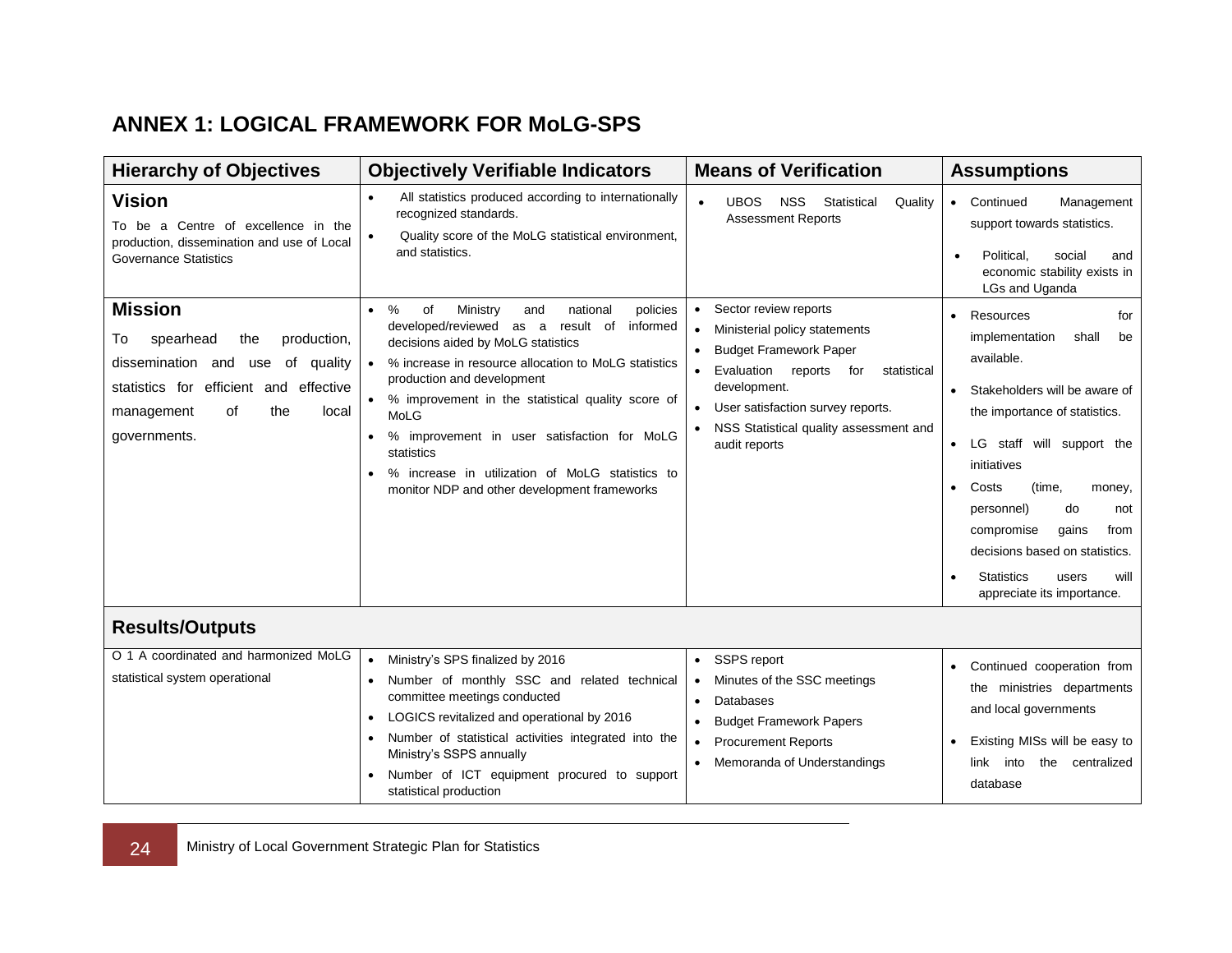## ANNEX 1: LOGICAL FRAMEWORK FOR MoLG-SPS

| Hierarchy of Objectives | Objectively Verifiable Indicators | Means of Verification | Assumptions |
|---|---|---|---|
| **Vision**<br>To be a Centre of excellence in the production, dissemination and use of Local Governance Statistics | • All statistics produced according to internationally recognized standards.<br>• Quality score of the MoLG statistical environment, and statistics. | • UBOS NSS Statistical Quality Assessment Reports | • Continued Management support towards statistics.<br>• Political, social and economic stability exists in LGs and Uganda |
| **Mission**<br>To spearhead the production, dissemination and use of quality statistics for efficient and effective management of the local governments. | • % of Ministry and national policies developed/reviewed as a result of informed decisions aided by MoLG statistics<br>• % increase in resource allocation to MoLG statistics production and development<br>• % improvement in the statistical quality score of MoLG<br>• % improvement in user satisfaction for MoLG statistics<br>• % increase in utilization of MoLG statistics to monitor NDP and other development frameworks | • Sector review reports<br>• Ministerial policy statements<br>• Budget Framework Paper<br>• Evaluation reports for statistical development.<br>• User satisfaction survey reports.<br>• NSS Statistical quality assessment and audit reports | • Resources for implementation shall be available.<br>• Stakeholders will be aware of the importance of statistics.<br>• LG staff will support the initiatives<br>• Costs (time, money, personnel) do not compromise gains from decisions based on statistics.<br>• Statistics users will appreciate its importance. |
| **Results/Outputs** | | | |
| O 1 A coordinated and harmonized MoLG statistical system operational | • Ministry's SPS finalized by 2016<br>• Number of monthly SSC and related technical committee meetings conducted<br>• LOGICS revitalized and operational by 2016<br>• Number of statistical activities integrated into the Ministry's SSPS annually<br>• Number of ICT equipment procured to support statistical production | • SSPS report<br>• Minutes of the SSC meetings<br>• Databases<br>• Budget Framework Papers<br>• Procurement Reports<br>• Memoranda of Understandings | • Continued cooperation from the ministries departments and local governments<br>• Existing MISs will be easy to link into the centralized database |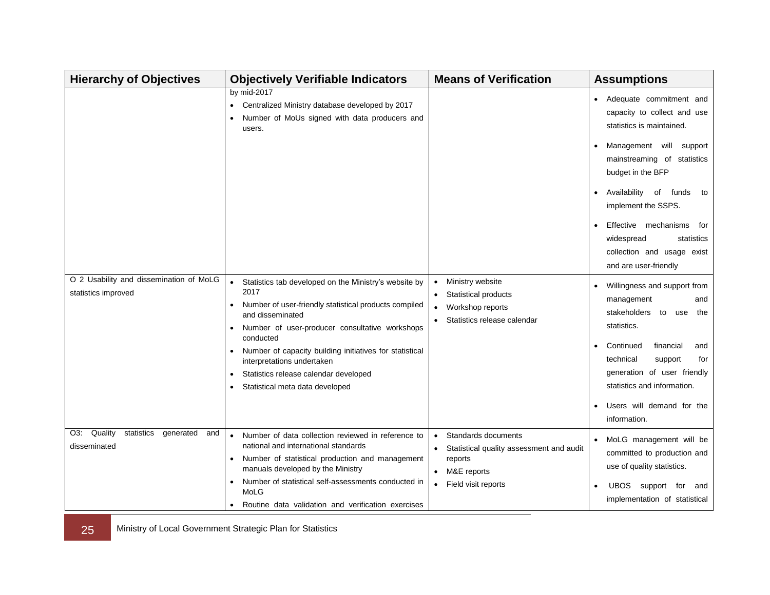| Hierarchy of Objectives | Objectively Verifiable Indicators | Means of Verification | Assumptions |
|---|---|---|---|
| | by mid-2017<br>• Centralized Ministry database developed by 2017<br>• Number of MoUs signed with data producers and users. | | • Adequate commitment and capacity to collect and use statistics is maintained.<br>• Management will support mainstreaming of statistics budget in the BFP<br>• Availability of funds to implement the SSPS.<br>• Effective mechanisms for widespread statistics collection and usage exist and are user-friendly |
| O 2 Usability and dissemination of MoLG statistics improved | • Statistics tab developed on the Ministry's website by 2017<br>• Number of user-friendly statistical products compiled and disseminated<br>• Number of user-producer consultative workshops conducted<br>• Number of capacity building initiatives for statistical interpretations undertaken<br>• Statistics release calendar developed<br>• Statistical meta data developed | • Ministry website<br>• Statistical products<br>• Workshop reports<br>• Statistics release calendar | • Willingness and support from management and stakeholders to use the statistics.<br>• Continued financial and technical support for generation of user friendly statistics and information.<br>• Users will demand for the information. |
| O3: Quality statistics generated and disseminated | • Number of data collection reviewed in reference to national and international standards<br>• Number of statistical production and management manuals developed by the Ministry<br>• Number of statistical self-assessments conducted in MoLG<br>• Routine data validation and verification exercises | • Standards documents<br>• Statistical quality assessment and audit reports<br>• M&E reports<br>• Field visit reports | • MoLG management will be committed to production and use of quality statistics.<br>• UBOS support for and implementation of statistical |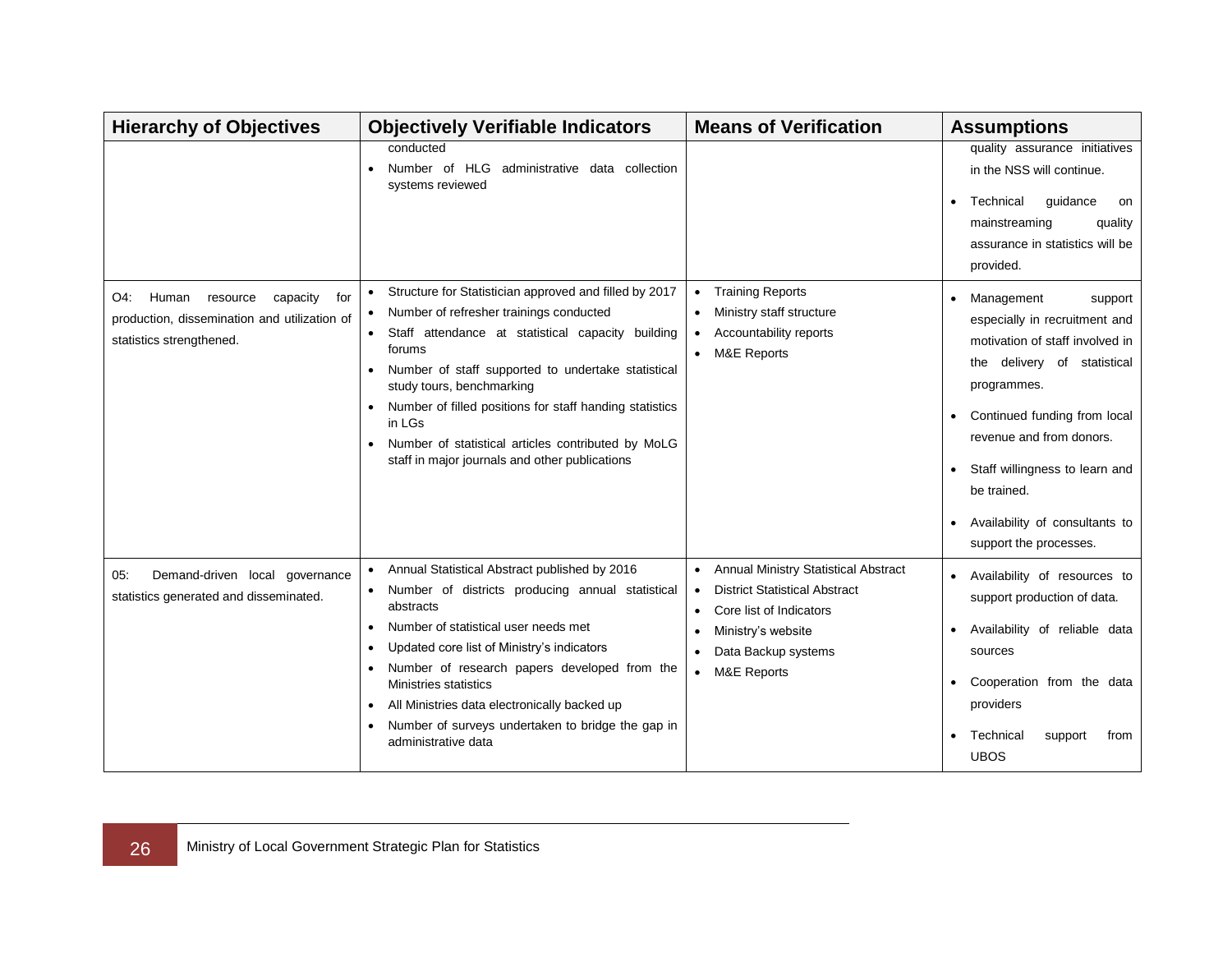| Hierarchy of Objectives | Objectively Verifiable Indicators | Means of Verification | Assumptions |
| --- | --- | --- | --- |
| | conducted<br>• Number of HLG administrative data collection systems reviewed | | quality assurance initiatives in the NSS will continue.<br>• Technical guidance on mainstreaming quality assurance in statistics will be provided. |
| O4: Human resource capacity for production, dissemination and utilization of statistics strengthened. | • Structure for Statistician approved and filled by 2017<br>• Number of refresher trainings conducted<br>• Staff attendance at statistical capacity building forums<br>• Number of staff supported to undertake statistical study tours, benchmarking<br>• Number of filled positions for staff handing statistics in LGs<br>• Number of statistical articles contributed by MoLG staff in major journals and other publications | • Training Reports<br>• Ministry staff structure<br>• Accountability reports<br>• M&E Reports | • Management support especially in recruitment and motivation of staff involved in the delivery of statistical programmes.<br>• Continued funding from local revenue and from donors.<br>• Staff willingness to learn and be trained.<br>• Availability of consultants to support the processes. |
| 05: Demand-driven local governance statistics generated and disseminated. | • Annual Statistical Abstract published by 2016<br>• Number of districts producing annual statistical abstracts<br>• Number of statistical user needs met<br>• Updated core list of Ministry's indicators<br>• Number of research papers developed from the Ministries statistics<br>• All Ministries data electronically backed up<br>• Number of surveys undertaken to bridge the gap in administrative data | • Annual Ministry Statistical Abstract<br>• District Statistical Abstract<br>• Core list of Indicators<br>• Ministry's website<br>• Data Backup systems<br>• M&E Reports | • Availability of resources to support production of data.<br>• Availability of reliable data sources<br>• Cooperation from the data providers<br>• Technical support from UBOS |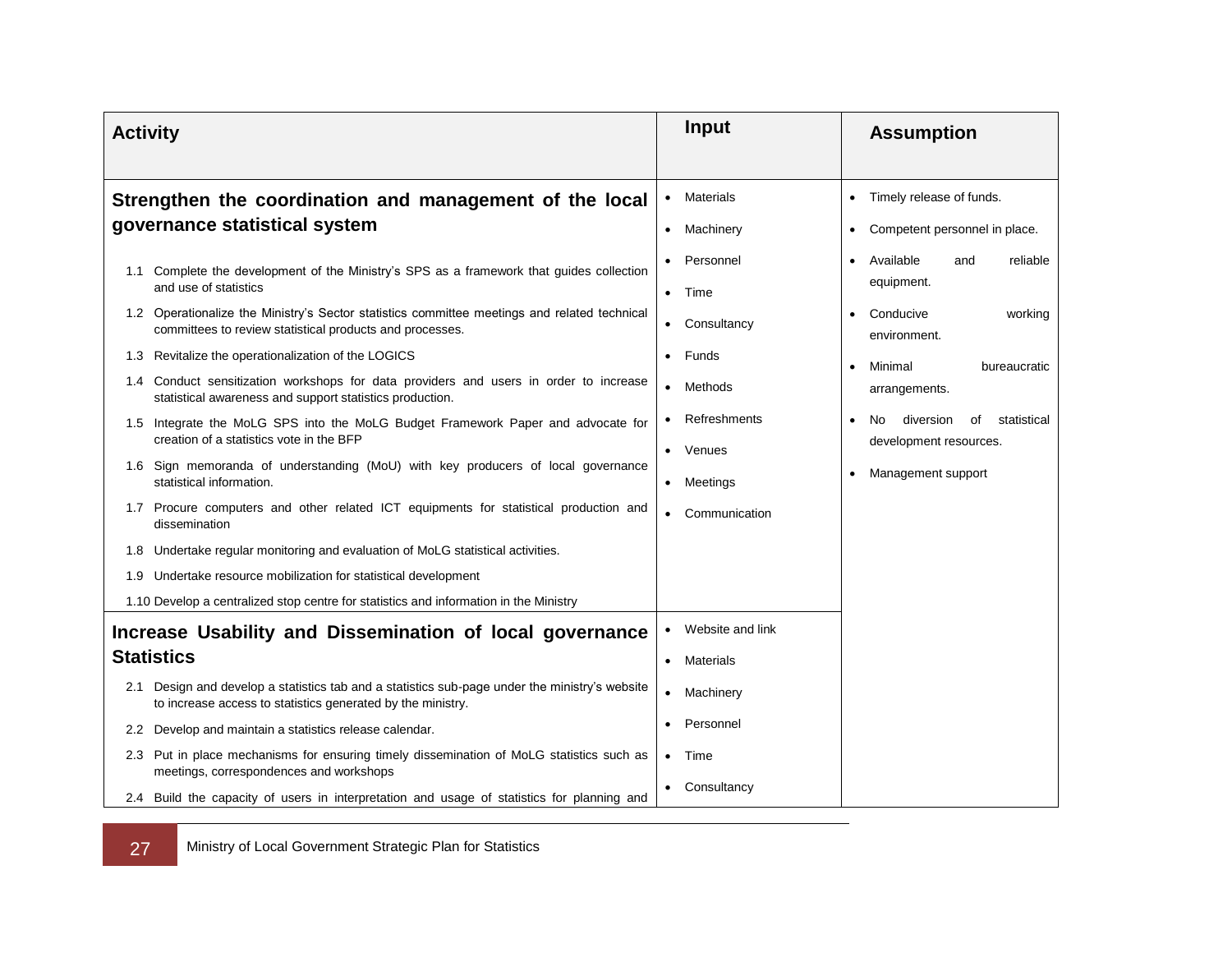| Activity | Input | Assumption |
|---|---|---|
| **Strengthen the coordination and management of the local governance statistical system**<br><br>1.1 Complete the development of the Ministry's SPS as a framework that guides collection and use of statistics<br>1.2 Operationalize the Ministry's Sector statistics committee meetings and related technical committees to review statistical products and processes.<br>1.3 Revitalize the operationalization of the LOGICS<br>1.4 Conduct sensitization workshops for data providers and users in order to increase statistical awareness and support statistics production.<br>1.5 Integrate the MoLG SPS into the MoLG Budget Framework Paper and advocate for creation of a statistics vote in the BFP<br>1.6 Sign memoranda of understanding (MoU) with key producers of local governance statistical information.<br>1.7 Procure computers and other related ICT equipments for statistical production and dissemination<br>1.8 Undertake regular monitoring and evaluation of MoLG statistical activities.<br>1.9 Undertake resource mobilization for statistical development<br>1.10 Develop a centralized stop centre for statistics and information in the Ministry | • Materials<br>• Machinery<br>• Personnel<br>• Time<br>• Consultancy<br>• Funds<br>• Methods<br>• Refreshments<br>• Venues<br>• Meetings<br>• Communication | • Timely release of funds.<br>• Competent personnel in place.<br>• Available and reliable equipment.<br>• Conducive working environment.<br>• Minimal bureaucratic arrangements.<br>• No diversion of statistical development resources.<br>• Management support |
| **Increase Usability and Dissemination of local governance Statistics**<br><br>2.1 Design and develop a statistics tab and a statistics sub-page under the ministry's website to increase access to statistics generated by the ministry.<br>2.2 Develop and maintain a statistics release calendar.<br>2.3 Put in place mechanisms for ensuring timely dissemination of MoLG statistics such as meetings, correspondences and workshops<br>2.4 Build the capacity of users in interpretation and usage of statistics for planning and | • Website and link<br>• Materials<br>• Machinery<br>• Personnel<br>• Time<br>• Consultancy | |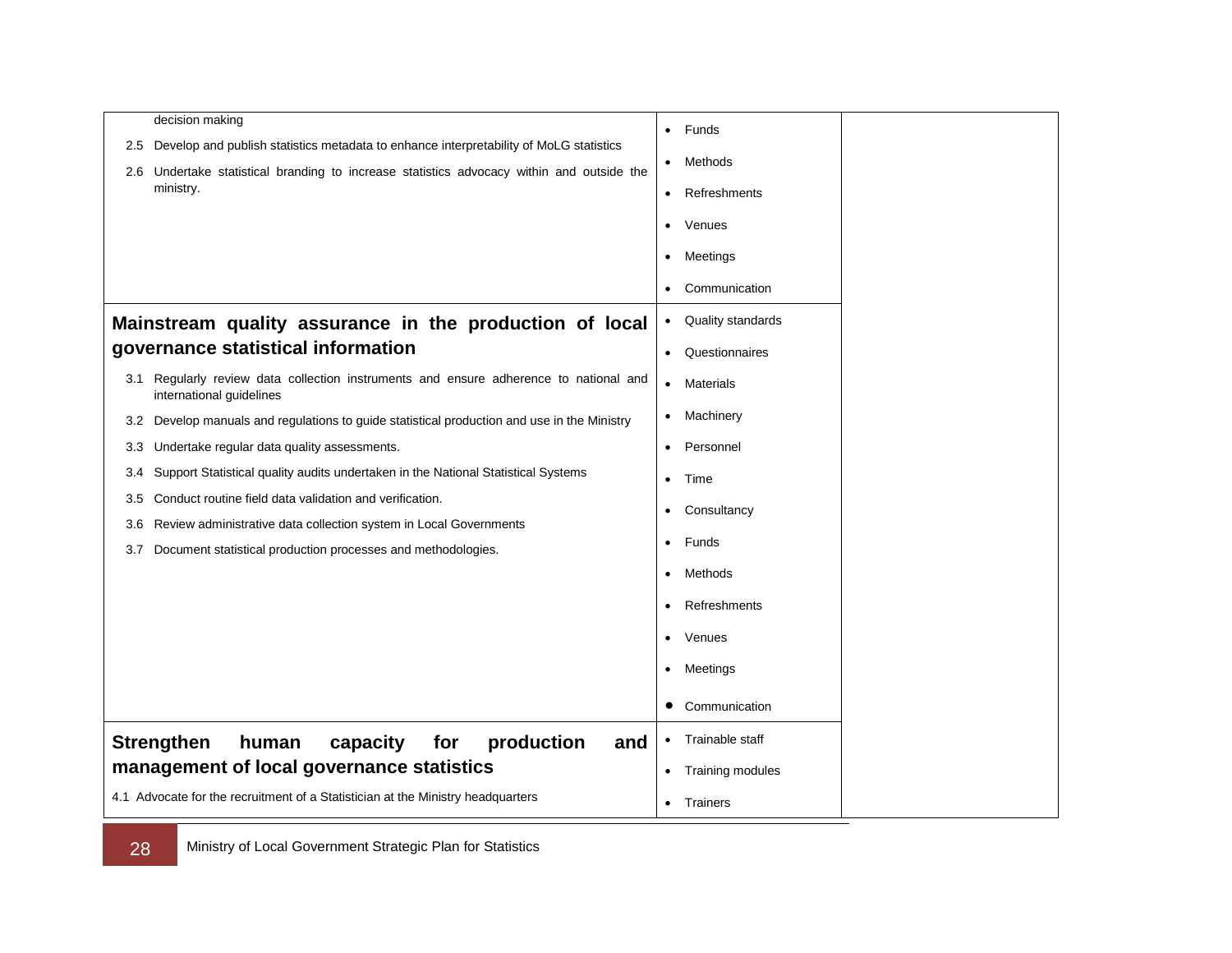| | | |
|---|---|---|
| decision making<br>2.5 Develop and publish statistics metadata to enhance interpretability of MoLG statistics<br>2.6 Undertake statistical branding to increase statistics advocacy within and outside the ministry. | • Funds<br>• Methods<br>• Refreshments<br>• Venues<br>• Meetings<br>• Communication | |
| **Mainstream quality assurance in the production of local governance statistical information**<br>3.1 Regularly review data collection instruments and ensure adherence to national and international guidelines<br>3.2 Develop manuals and regulations to guide statistical production and use in the Ministry<br>3.3 Undertake regular data quality assessments.<br>3.4 Support Statistical quality audits undertaken in the National Statistical Systems<br>3.5 Conduct routine field data validation and verification.<br>3.6 Review administrative data collection system in Local Governments<br>3.7 Document statistical production processes and methodologies. | • Quality standards<br>• Questionnaires<br>• Materials<br>• Machinery<br>• Personnel<br>• Time<br>• Consultancy<br>• Funds<br>• Methods<br>• Refreshments<br>• Venues<br>• Meetings<br>• Communication | |
| **Strengthen human capacity for production and management of local governance statistics**<br>4.1 Advocate for the recruitment of a Statistician at the Ministry headquarters | • Trainable staff<br>• Training modules<br>• Trainers | |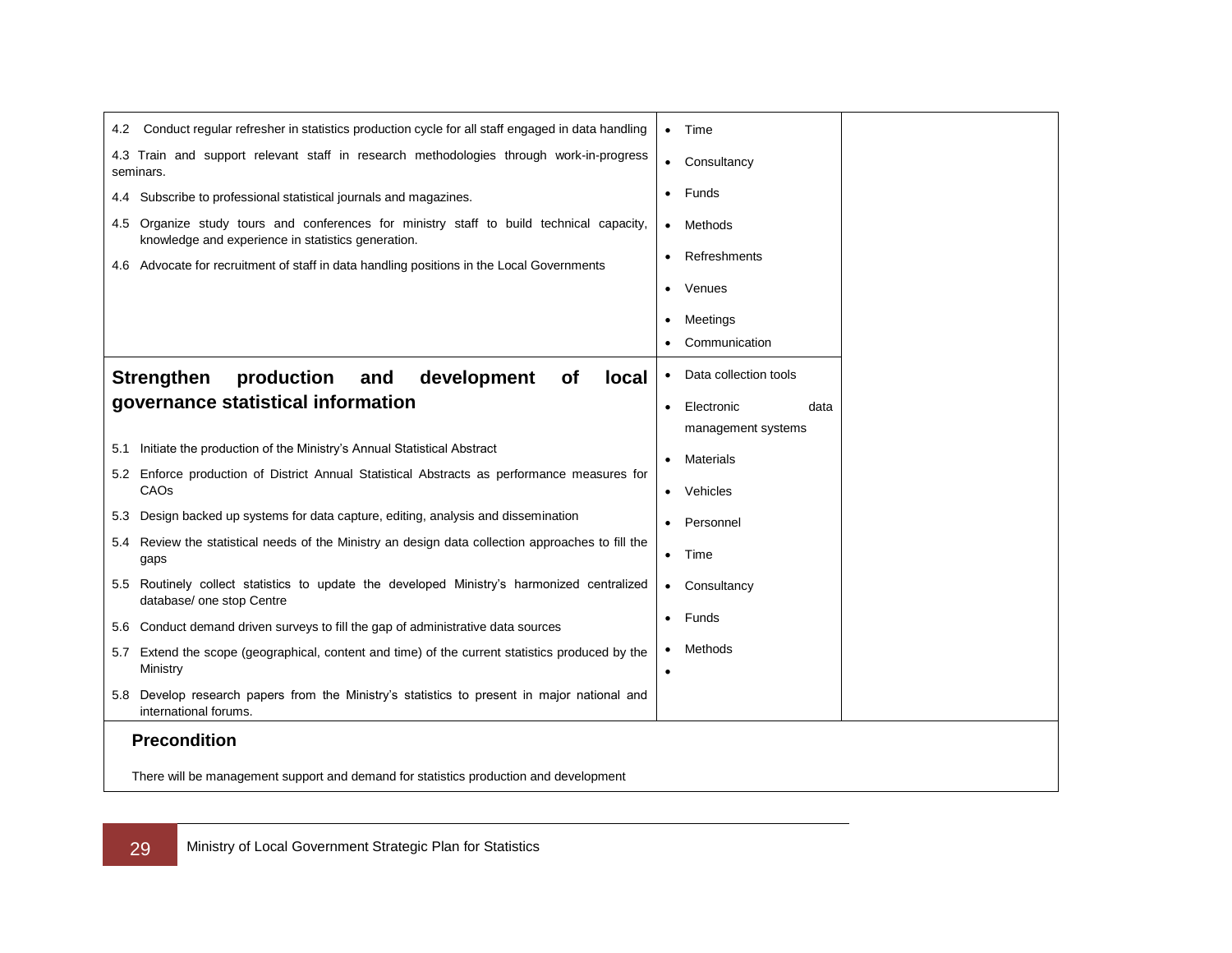| | | |
|---|---|---|
| 4.2 Conduct regular refresher in statistics production cycle for all staff engaged in data handling<br>4.3 Train and support relevant staff in research methodologies through work-in-progress seminars.<br>4.4 Subscribe to professional statistical journals and magazines.<br>4.5 Organize study tours and conferences for ministry staff to build technical capacity, knowledge and experience in statistics generation.<br>4.6 Advocate for recruitment of staff in data handling positions in the Local Governments | • Time<br>• Consultancy<br>• Funds<br>• Methods<br>• Refreshments<br>• Venues<br>• Meetings<br>• Communication | |
| **Strengthen production and development of local governance statistical information**<br>5.1 Initiate the production of the Ministry's Annual Statistical Abstract<br>5.2 Enforce production of District Annual Statistical Abstracts as performance measures for CAOs<br>5.3 Design backed up systems for data capture, editing, analysis and dissemination<br>5.4 Review the statistical needs of the Ministry an design data collection approaches to fill the gaps<br>5.5 Routinely collect statistics to update the developed Ministry's harmonized centralized database/ one stop Centre<br>5.6 Conduct demand driven surveys to fill the gap of administrative data sources<br>5.7 Extend the scope (geographical, content and time) of the current statistics produced by the Ministry<br>5.8 Develop research papers from the Ministry's statistics to present in major national and international forums. | • Data collection tools<br>• Electronic data management systems<br>• Materials<br>• Vehicles<br>• Personnel<br>• Time<br>• Consultancy<br>• Funds<br>• Methods<br>• | |
| **Precondition**<br>There will be management support and demand for statistics production and development | | |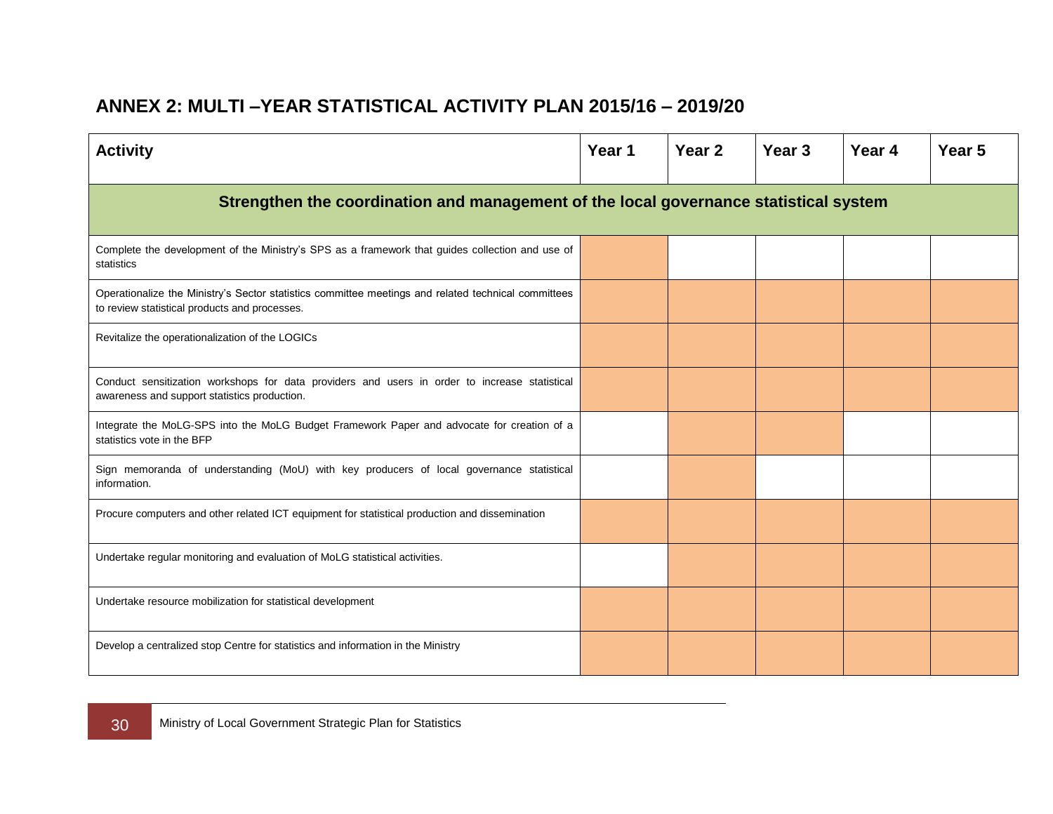## ANNEX 2: MULTI –YEAR STATISTICAL ACTIVITY PLAN 2015/16 – 2019/20

| Activity | Year 1 | Year 2 | Year 3 | Year 4 | Year 5 |
|---|---|---|---|---|---|
| **Strengthen the coordination and management of the local governance statistical system** | | | | | |
| Complete the development of the Ministry's SPS as a framework that guides collection and use of statistics | X | | | | |
| Operationalize the Ministry's Sector statistics committee meetings and related technical committees to review statistical products and processes. | X | X | X | X | X |
| Revitalize the operationalization of the LOGICs | X | X | X | X | X |
| Conduct sensitization workshops for data providers and users in order to increase statistical awareness and support statistics production. | X | X | X | X | X |
| Integrate the MoLG-SPS into the MoLG Budget Framework Paper and advocate for creation of a statistics vote in the BFP | | X | X | | |
| Sign memoranda of understanding (MoU) with key producers of local governance statistical information. | | X | | | |
| Procure computers and other related ICT equipment for statistical production and dissemination | X | X | X | X | X |
| Undertake regular monitoring and evaluation of MoLG statistical activities. | | X | X | X | X |
| Undertake resource mobilization for statistical development | X | X | X | X | X |
| Develop a centralized stop Centre for statistics and information in the Ministry | X | X | X | X | X |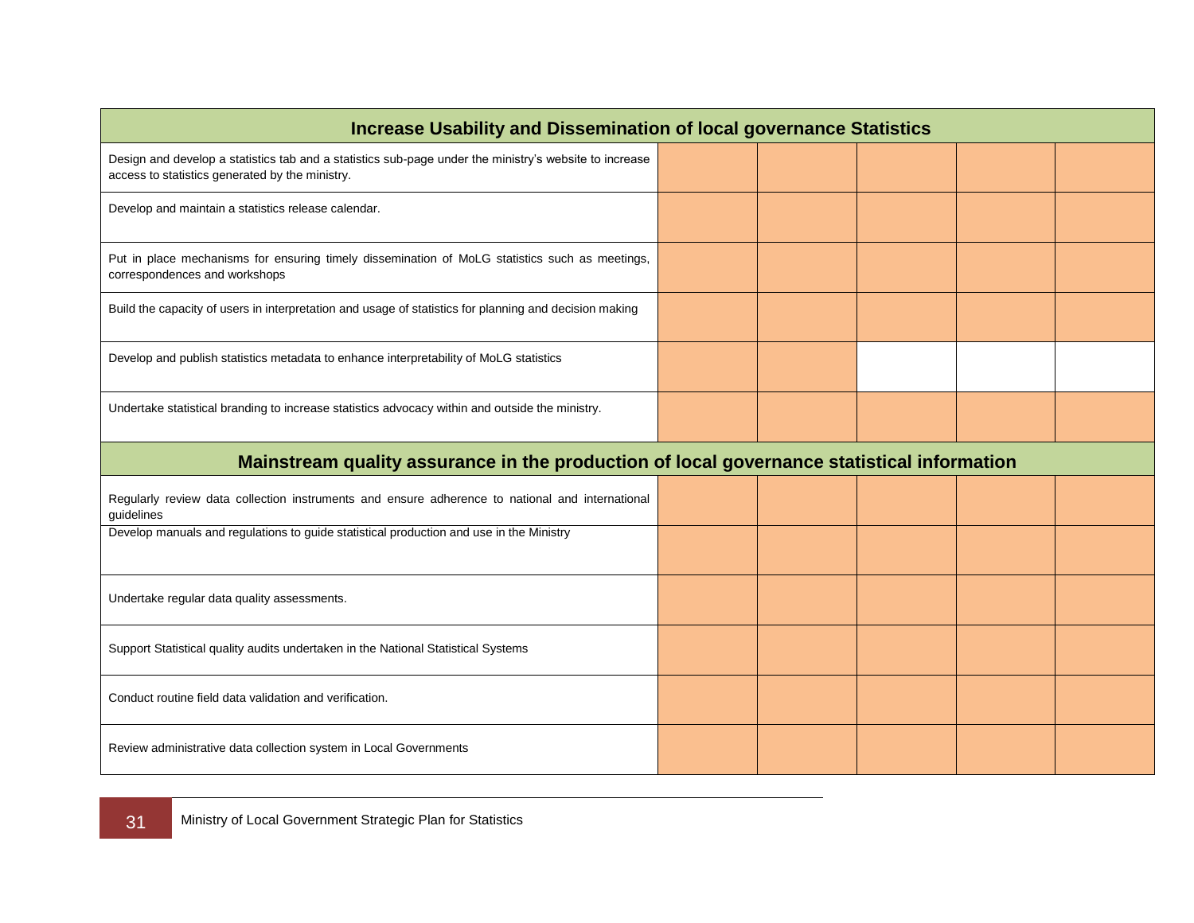| Increase Usability and Dissemination of local governance Statistics | | | | | |
|---|---|---|---|---|---|
| Design and develop a statistics tab and a statistics sub-page under the ministry's website to increase access to statistics generated by the ministry. | | | | | |
| Develop and maintain a statistics release calendar. | | | | | |
| Put in place mechanisms for ensuring timely dissemination of MoLG statistics such as meetings, correspondences and workshops | | | | | |
| Build the capacity of users in interpretation and usage of statistics for planning and decision making | | | | | |
| Develop and publish statistics metadata to enhance interpretability of MoLG statistics | | | | | |
| Undertake statistical branding to increase statistics advocacy within and outside the ministry. | | | | | |
| **Mainstream quality assurance in the production of local governance statistical information** | | | | | |
| Regularly review data collection instruments and ensure adherence to national and international guidelines | | | | | |
| Develop manuals and regulations to guide statistical production and use in the Ministry | | | | | |
| Undertake regular data quality assessments. | | | | | |
| Support Statistical quality audits undertaken in the National Statistical Systems | | | | | |
| Conduct routine field data validation and verification. | | | | | |
| Review administrative data collection system in Local Governments | | | | | |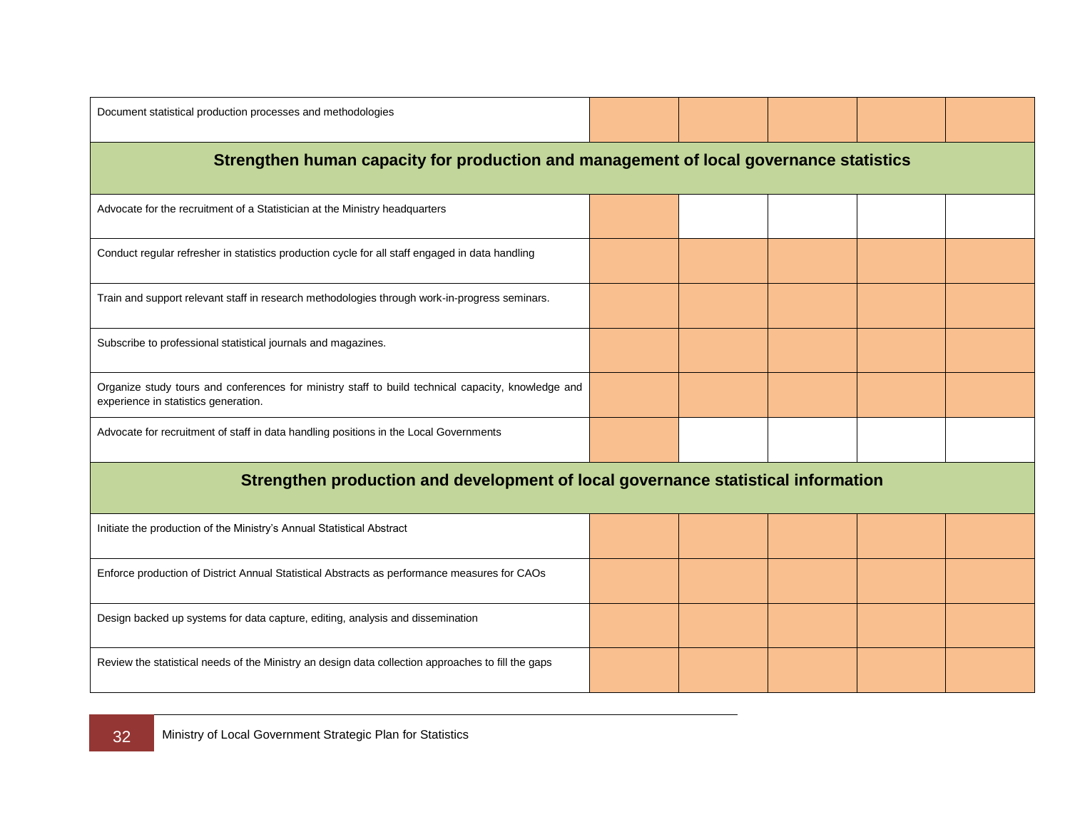| | | | | | |
|---|---|---|---|---|---|
| Document statistical production processes and methodologies | | | | | |
| **Strengthen human capacity for production and management of local governance statistics** | | | | | |
| Advocate for the recruitment of a Statistician at the Ministry headquarters | | | | | |
| Conduct regular refresher in statistics production cycle for all staff engaged in data handling | | | | | |
| Train and support relevant staff in research methodologies through work-in-progress seminars. | | | | | |
| Subscribe to professional statistical journals and magazines. | | | | | |
| Organize study tours and conferences for ministry staff to build technical capacity, knowledge and experience in statistics generation. | | | | | |
| Advocate for recruitment of staff in data handling positions in the Local Governments | | | | | |
| **Strengthen production and development of local governance statistical information** | | | | | |
| Initiate the production of the Ministry's Annual Statistical Abstract | | | | | |
| Enforce production of District Annual Statistical Abstracts as performance measures for CAOs | | | | | |
| Design backed up systems for data capture, editing, analysis and dissemination | | | | | |
| Review the statistical needs of the Ministry an design data collection approaches to fill the gaps | | | | | |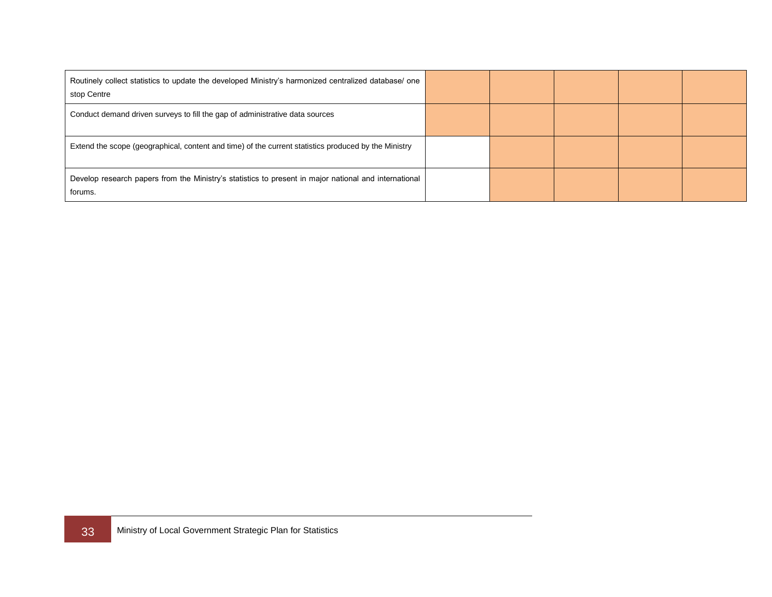| Routinely collect statistics to update the developed Ministry's harmonized centralized database/ one stop Centre | | | | | |
|---|---|---|---|---|---|
| Conduct demand driven surveys to fill the gap of administrative data sources | | | | | |
| Extend the scope (geographical, content and time) of the current statistics produced by the Ministry | | | | | |
| Develop research papers from the Ministry's statistics to present in major national and international forums. | | | | | |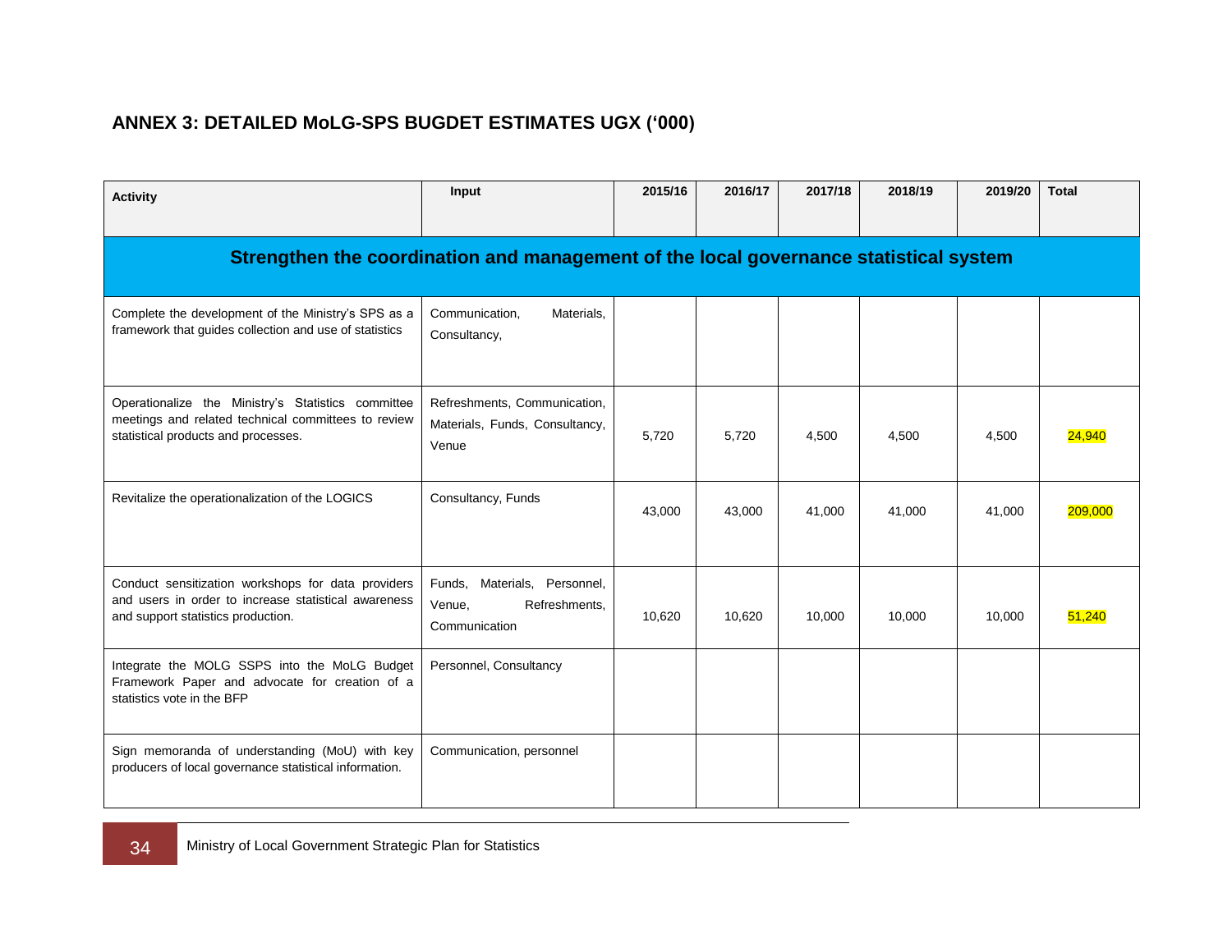## ANNEX 3: DETAILED MoLG-SPS BUGDET ESTIMATES UGX ('000)

| Activity | Input | 2015/16 | 2016/17 | 2017/18 | 2018/19 | 2019/20 | Total |
|---|---|---|---|---|---|---|---|
| **Strengthen the coordination and management of the local governance statistical system** | | | | | | | |
| Complete the development of the Ministry's SPS as a framework that guides collection and use of statistics | Communication, Materials, Consultancy, | | | | | | |
| Operationalize the Ministry's Statistics committee meetings and related technical committees to review statistical products and processes. | Refreshments, Communication, Materials, Funds, Consultancy, Venue | 5,720 | 5,720 | 4,500 | 4,500 | 4,500 | 24,940 |
| Revitalize the operationalization of the LOGICS | Consultancy, Funds | 43,000 | 43,000 | 41,000 | 41,000 | 41,000 | 209,000 |
| Conduct sensitization workshops for data providers and users in order to increase statistical awareness and support statistics production. | Funds, Materials, Personnel, Venue, Refreshments, Communication | 10,620 | 10,620 | 10,000 | 10,000 | 10,000 | 51,240 |
| Integrate the MOLG SSPS into the MoLG Budget Framework Paper and advocate for creation of a statistics vote in the BFP | Personnel, Consultancy | | | | | | |
| Sign memoranda of understanding (MoU) with key producers of local governance statistical information. | Communication, personnel | | | | | | |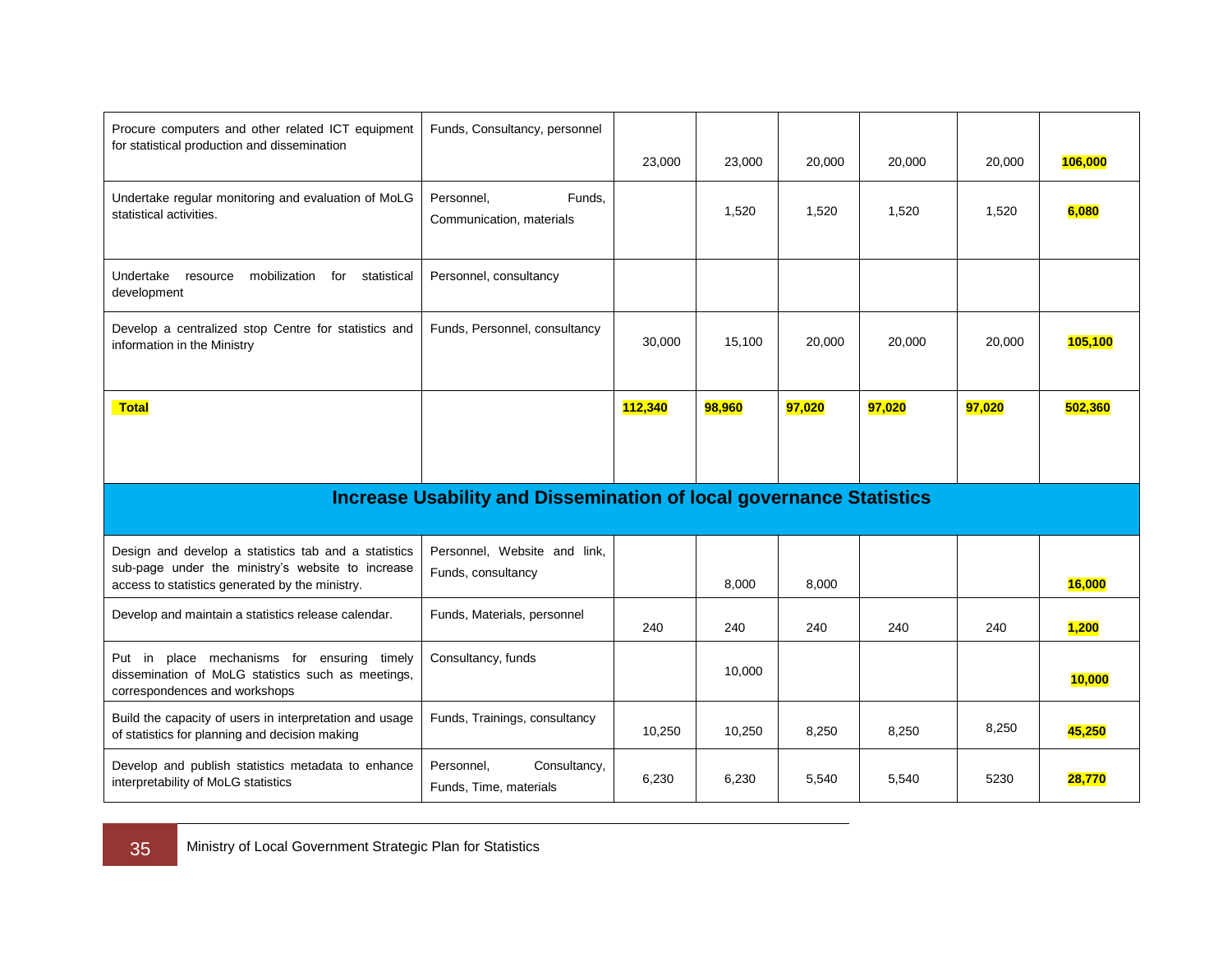| | | | | | | | |
|---|---|---|---|---|---|---|---|
| Procure computers and other related ICT equipment for statistical production and dissemination | Funds, Consultancy, personnel | 23,000 | 23,000 | 20,000 | 20,000 | 20,000 | **106,000** |
| Undertake regular monitoring and evaluation of MoLG statistical activities. | Personnel, Funds, Communication, materials | | 1,520 | 1,520 | 1,520 | 1,520 | **6,080** |
| Undertake resource mobilization for statistical development | Personnel, consultancy | | | | | | |
| Develop a centralized stop Centre for statistics and information in the Ministry | Funds, Personnel, consultancy | 30,000 | 15,100 | 20,000 | 20,000 | 20,000 | **105,100** |
| **Total** | | **112,340** | **98,960** | **97,020** | **97,020** | **97,020** | **502,360** |
| **Increase Usability and Dissemination of local governance Statistics** | | | | | | | |
| Design and develop a statistics tab and a statistics sub-page under the ministry's website to increase access to statistics generated by the ministry. | Personnel, Website and link, Funds, consultancy | | 8,000 | 8,000 | | | **16,000** |
| Develop and maintain a statistics release calendar. | Funds, Materials, personnel | 240 | 240 | 240 | 240 | 240 | **1,200** |
| Put in place mechanisms for ensuring timely dissemination of MoLG statistics such as meetings, correspondences and workshops | Consultancy, funds | | 10,000 | | | | **10,000** |
| Build the capacity of users in interpretation and usage of statistics for planning and decision making | Funds, Trainings, consultancy | 10,250 | 10,250 | 8,250 | 8,250 | 8,250 | **45,250** |
| Develop and publish statistics metadata to enhance interpretability of MoLG statistics | Personnel, Consultancy, Funds, Time, materials | 6,230 | 6,230 | 5,540 | 5,540 | 5230 | **28,770** |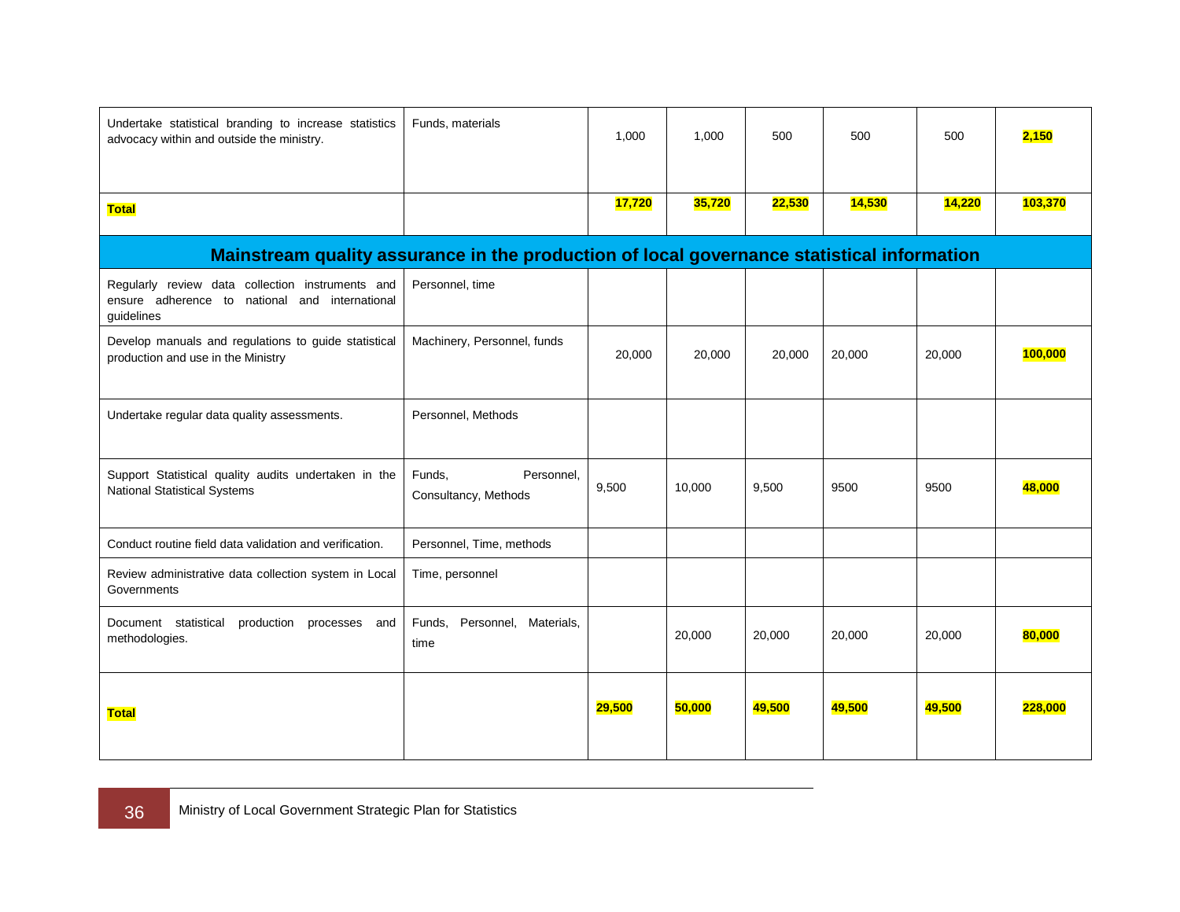| | | | | | | | |
|---|---|---|---|---|---|---|---|
| Undertake statistical branding to increase statistics advocacy within and outside the ministry. | Funds, materials | 1,000 | 1,000 | 500 | 500 | 500 | **2,150** |
| **Total** | | **17,720** | **35,720** | **22,530** | **14,530** | **14,220** | **103,370** |
| **Mainstream quality assurance in the production of local governance statistical information** | | | | | | | |
| Regularly review data collection instruments and ensure adherence to national and international guidelines | Personnel, time | | | | | | |
| Develop manuals and regulations to guide statistical production and use in the Ministry | Machinery, Personnel, funds | 20,000 | 20,000 | 20,000 | 20,000 | 20,000 | **100,000** |
| Undertake regular data quality assessments. | Personnel, Methods | | | | | | |
| Support Statistical quality audits undertaken in the National Statistical Systems | Funds, Personnel, Consultancy, Methods | 9,500 | 10,000 | 9,500 | 9500 | 9500 | **48,000** |
| Conduct routine field data validation and verification. | Personnel, Time, methods | | | | | | |
| Review administrative data collection system in Local Governments | Time, personnel | | | | | | |
| Document statistical production processes and methodologies. | Funds, Personnel, Materials, time | | 20,000 | 20,000 | 20,000 | 20,000 | **80,000** |
| **Total** | | **29,500** | **50,000** | **49,500** | **49,500** | **49,500** | **228,000** |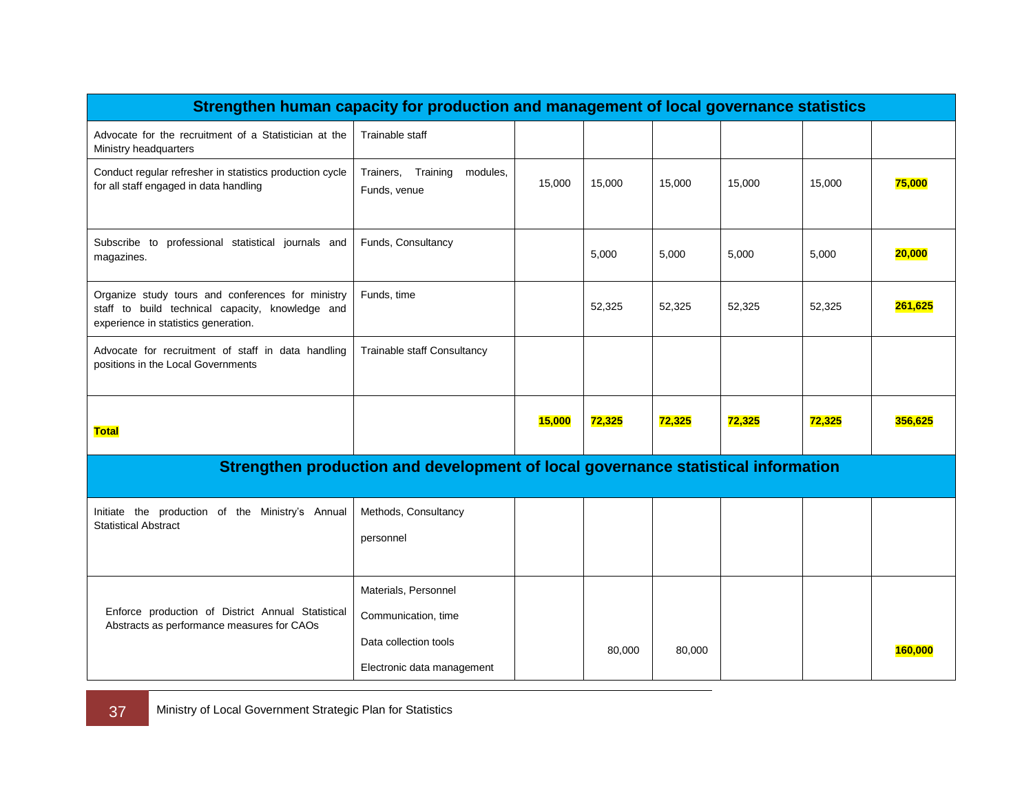| Strengthen human capacity for production and management of local governance statistics | | | | | | | |
|---|---|---|---|---|---|---|---|
| Advocate for the recruitment of a Statistician at the Ministry headquarters | Trainable staff | | | | | | |
| Conduct regular refresher in statistics production cycle for all staff engaged in data handling | Trainers, Training modules, Funds, venue | 15,000 | 15,000 | 15,000 | 15,000 | 15,000 | **75,000** |
| Subscribe to professional statistical journals and magazines. | Funds, Consultancy | | 5,000 | 5,000 | 5,000 | 5,000 | **20,000** |
| Organize study tours and conferences for ministry staff to build technical capacity, knowledge and experience in statistics generation. | Funds, time | | 52,325 | 52,325 | 52,325 | 52,325 | **261,625** |
| Advocate for recruitment of staff in data handling positions in the Local Governments | Trainable staff Consultancy | | | | | | |
| **Total** | | **15,000** | **72,325** | **72,325** | **72,325** | **72,325** | **356,625** |
| **Strengthen production and development of local governance statistical information** | | | | | | | |
| Initiate the production of the Ministry's Annual Statistical Abstract | Methods, Consultancy<br>personnel | | | | | | |
| Enforce production of District Annual Statistical Abstracts as performance measures for CAOs | Materials, Personnel<br>Communication, time<br>Data collection tools<br>Electronic data management | | 80,000 | 80,000 | | | **160,000** |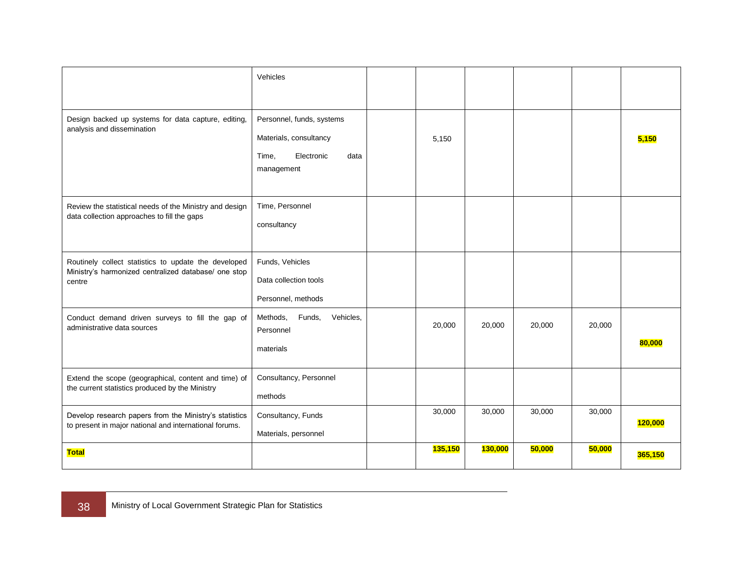| | | | | | | | |
|---|---|---|---|---|---|---|---|
| | Vehicles | | | | | | |
| Design backed up systems for data capture, editing, analysis and dissemination | Personnel, funds, systems<br><br>Materials, consultancy<br><br>Time, Electronic data management | | 5,150 | | | | **5,150** |
| Review the statistical needs of the Ministry and design data collection approaches to fill the gaps | Time, Personnel<br><br>consultancy | | | | | | |
| Routinely collect statistics to update the developed Ministry's harmonized centralized database/ one stop centre | Funds, Vehicles<br><br>Data collection tools<br><br>Personnel, methods | | | | | | |
| Conduct demand driven surveys to fill the gap of administrative data sources | Methods, Funds, Vehicles, Personnel<br><br>materials | | 20,000 | 20,000 | 20,000 | 20,000 | **80,000** |
| Extend the scope (geographical, content and time) of the current statistics produced by the Ministry | Consultancy, Personnel<br><br>methods | | | | | | |
| Develop research papers from the Ministry's statistics to present in major national and international forums. | Consultancy, Funds<br><br>Materials, personnel | | 30,000 | 30,000 | 30,000 | 30,000 | **120,000** |
| **Total** | | | **135,150** | **130,000** | **50,000** | **50,000** | **365,150** |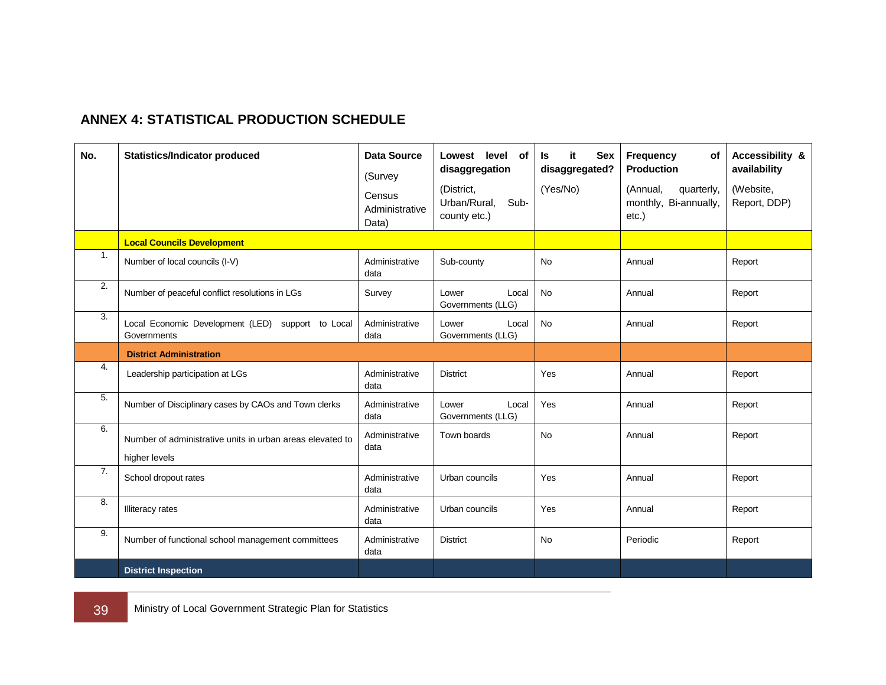## ANNEX 4: STATISTICAL PRODUCTION SCHEDULE

| No. | Statistics/Indicator produced | Data Source (Survey Census Administrative Data) | Lowest level of disaggregation (District, Urban/Rural, Sub-county etc.) | Is it Sex disaggregated? (Yes/No) | Frequency of Production (Annual, quarterly, monthly, Bi-annually, etc.) | Accessibility & availability (Website, Report, DDP) |
|---|---|---|---|---|---|---|
| | **Local Councils Development** | | | | | |
| 1. | Number of local councils (I-V) | Administrative data | Sub-county | No | Annual | Report |
| 2. | Number of peaceful conflict resolutions in LGs | Survey | Lower Local Governments (LLG) | No | Annual | Report |
| 3. | Local Economic Development (LED) support to Local Governments | Administrative data | Lower Local Governments (LLG) | No | Annual | Report |
| | **District Administration** | | | | | |
| 4. | Leadership participation at LGs | Administrative data | District | Yes | Annual | Report |
| 5. | Number of Disciplinary cases by CAOs and Town clerks | Administrative data | Lower Local Governments (LLG) | Yes | Annual | Report |
| 6. | Number of administrative units in urban areas elevated to higher levels | Administrative data | Town boards | No | Annual | Report |
| 7. | School dropout rates | Administrative data | Urban councils | Yes | Annual | Report |
| 8. | Illiteracy rates | Administrative data | Urban councils | Yes | Annual | Report |
| 9. | Number of functional school management committees | Administrative data | District | No | Periodic | Report |
| | **District Inspection** | | | | | |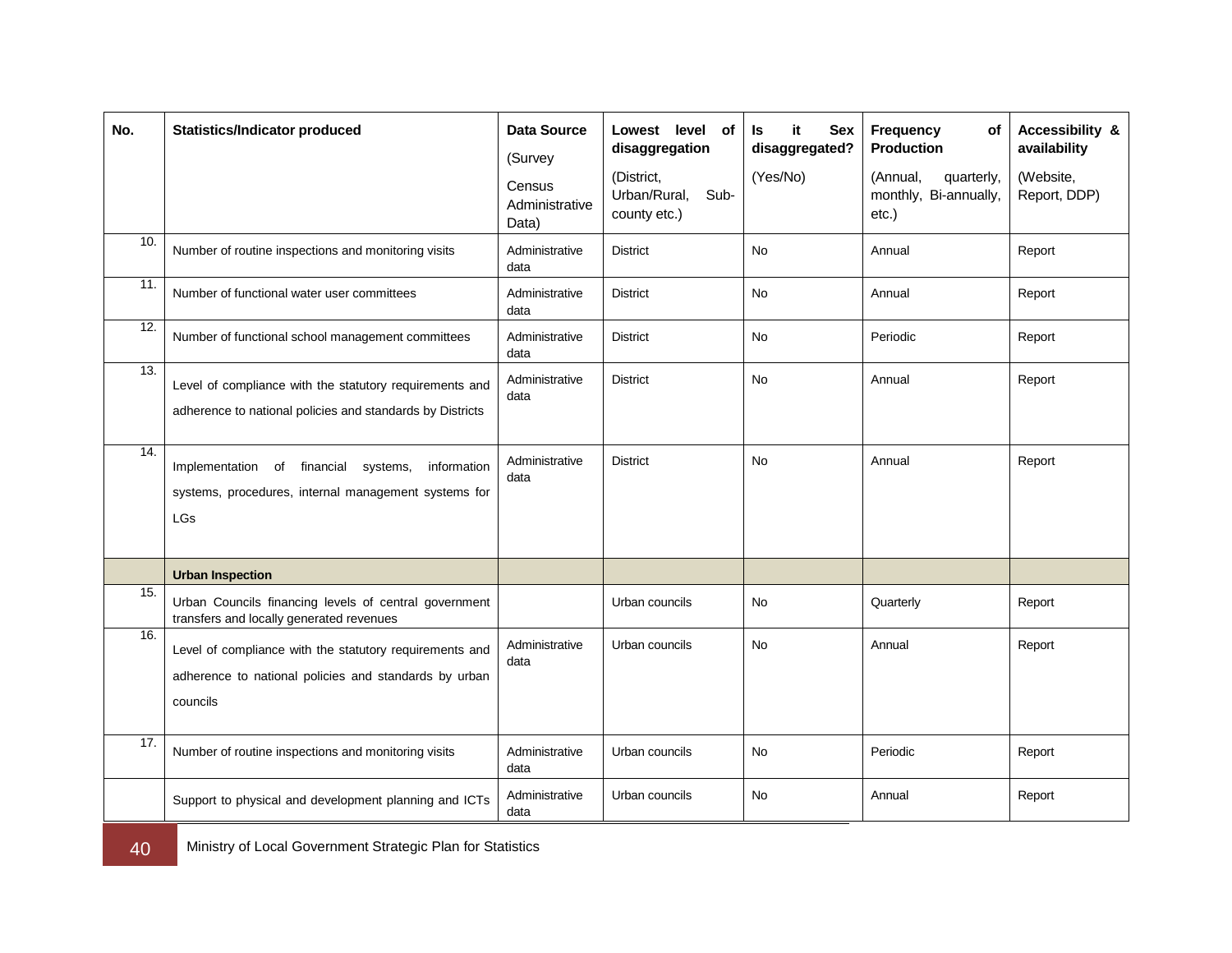| No. | Statistics/Indicator produced | Data Source (Survey Census Administrative Data) | Lowest level of disaggregation (District, Urban/Rural, Sub-county etc.) | Is it Sex disaggregated? (Yes/No) | Frequency of Production (Annual, quarterly, monthly, Bi-annually, etc.) | Accessibility & availability (Website, Report, DDP) |
|---|---|---|---|---|---|---|
| 10. | Number of routine inspections and monitoring visits | Administrative data | District | No | Annual | Report |
| 11. | Number of functional water user committees | Administrative data | District | No | Annual | Report |
| 12. | Number of functional school management committees | Administrative data | District | No | Periodic | Report |
| 13. | Level of compliance with the statutory requirements and adherence to national policies and standards by Districts | Administrative data | District | No | Annual | Report |
| 14. | Implementation of financial systems, information systems, procedures, internal management systems for LGs | Administrative data | District | No | Annual | Report |
| | **Urban Inspection** | | | | | |
| 15. | Urban Councils financing levels of central government transfers and locally generated revenues | | Urban councils | No | Quarterly | Report |
| 16. | Level of compliance with the statutory requirements and adherence to national policies and standards by urban councils | Administrative data | Urban councils | No | Annual | Report |
| 17. | Number of routine inspections and monitoring visits | Administrative data | Urban councils | No | Periodic | Report |
| | Support to physical and development planning and ICTs | Administrative data | Urban councils | No | Annual | Report |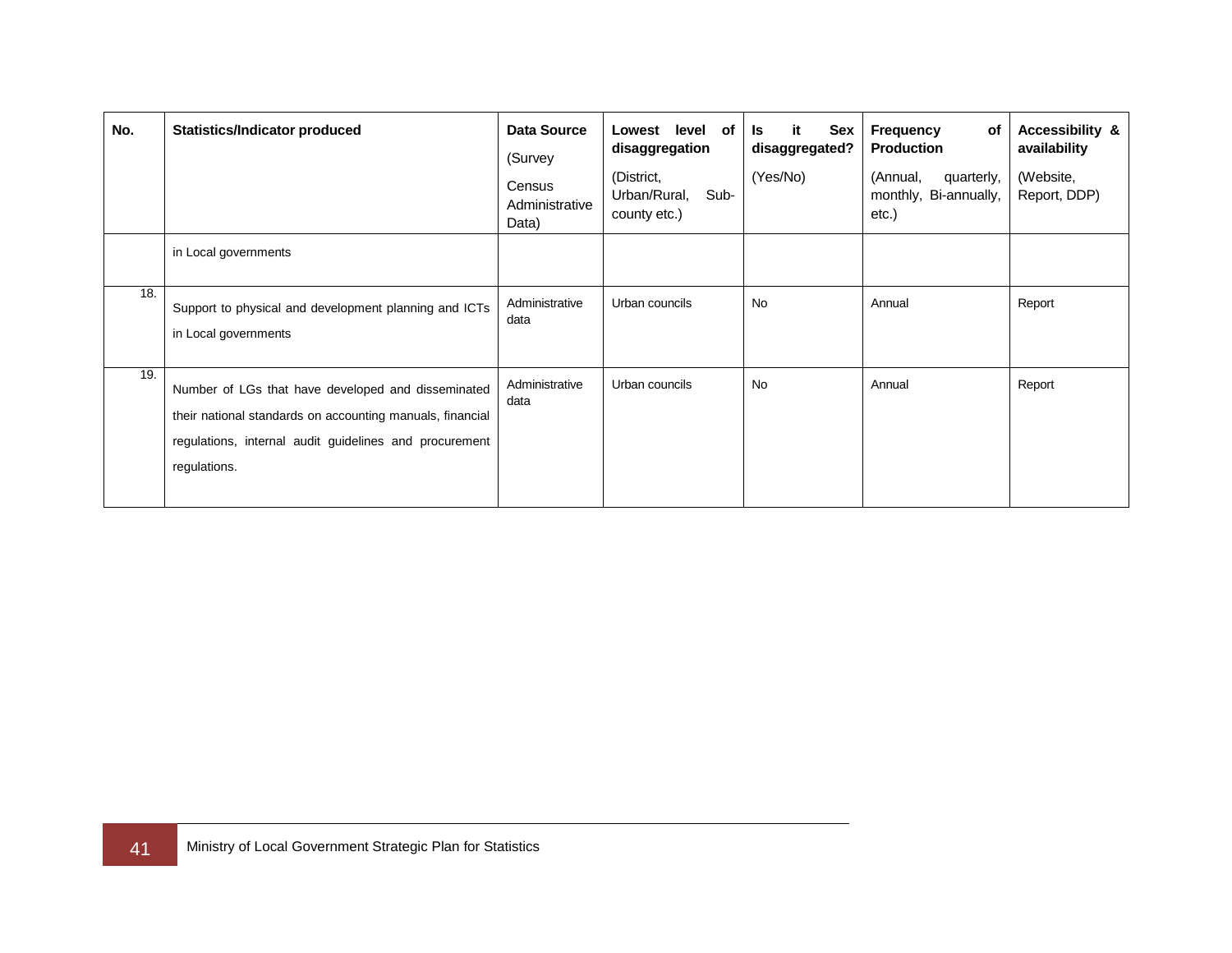| No. | Statistics/Indicator produced | Data Source (Survey Census Administrative Data) | Lowest level of disaggregation (District, Urban/Rural, Sub-county etc.) | Is it Sex disaggregated? (Yes/No) | Frequency of Production (Annual, quarterly, monthly, Bi-annually, etc.) | Accessibility & availability (Website, Report, DDP) |
|---|---|---|---|---|---|---|
| | in Local governments | | | | | |
| 18. | Support to physical and development planning and ICTs in Local governments | Administrative data | Urban councils | No | Annual | Report |
| 19. | Number of LGs that have developed and disseminated their national standards on accounting manuals, financial regulations, internal audit guidelines and procurement regulations. | Administrative data | Urban councils | No | Annual | Report |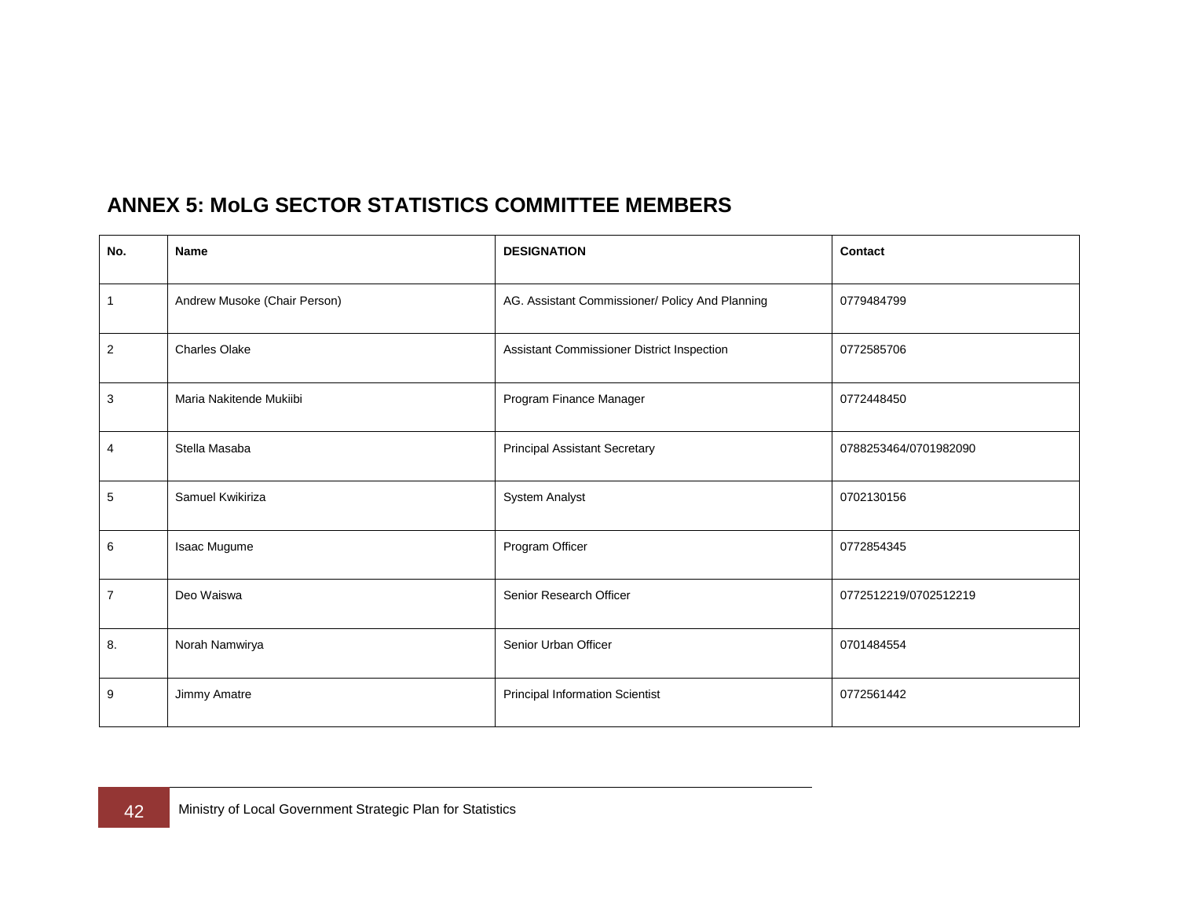## ANNEX 5: MoLG SECTOR STATISTICS COMMITTEE MEMBERS

| No. | Name | DESIGNATION | Contact |
|---|---|---|---|
| 1 | Andrew Musoke (Chair Person) | AG. Assistant Commissioner/ Policy And Planning | 0779484799 |
| 2 | Charles Olake | Assistant Commissioner District Inspection | 0772585706 |
| 3 | Maria Nakitende Mukiibi | Program Finance Manager | 0772448450 |
| 4 | Stella Masaba | Principal Assistant Secretary | 0788253464/0701982090 |
| 5 | Samuel Kwikiriza | System Analyst | 0702130156 |
| 6 | Isaac Mugume | Program Officer | 0772854345 |
| 7 | Deo Waiswa | Senior Research Officer | 0772512219/0702512219 |
| 8. | Norah Namwirya | Senior Urban Officer | 0701484554 |
| 9 | Jimmy Amatre | Principal Information Scientist | 0772561442 |